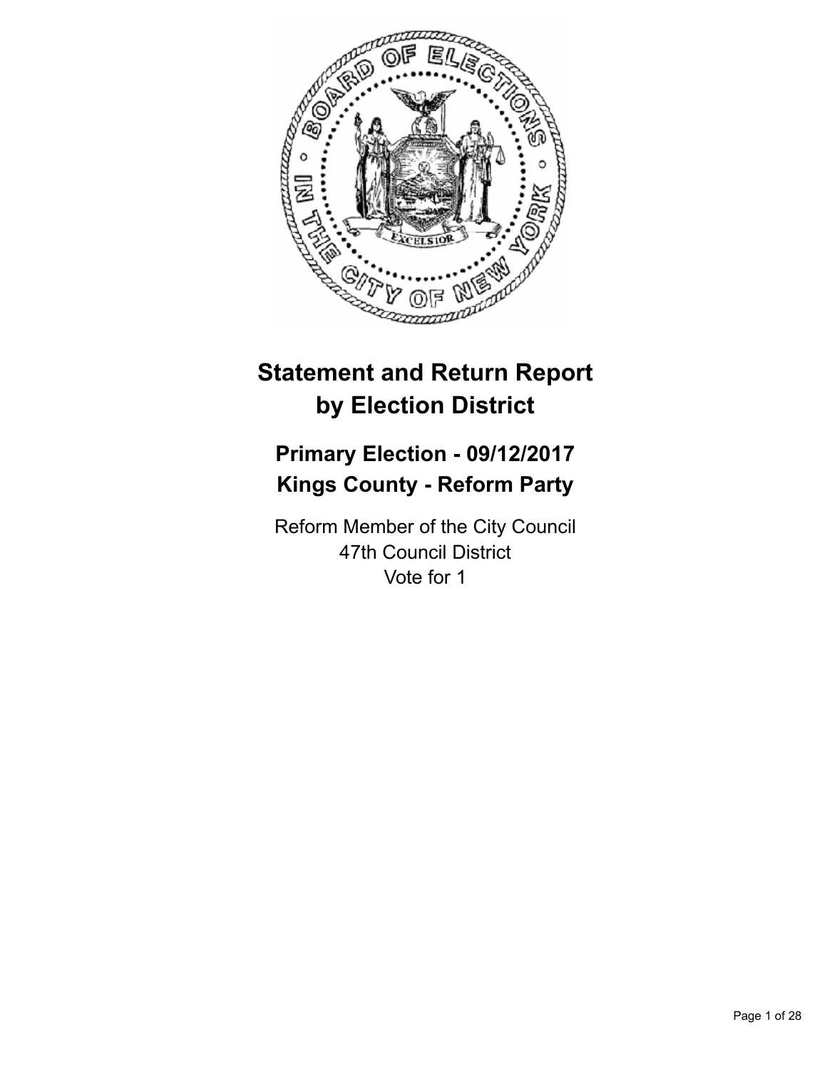# Statement and Return Report by Election District

## Primary Election - 09/12/2017
## Kings County - Reform Party

Reform Member of the City Council
47th Council District
Vote for 1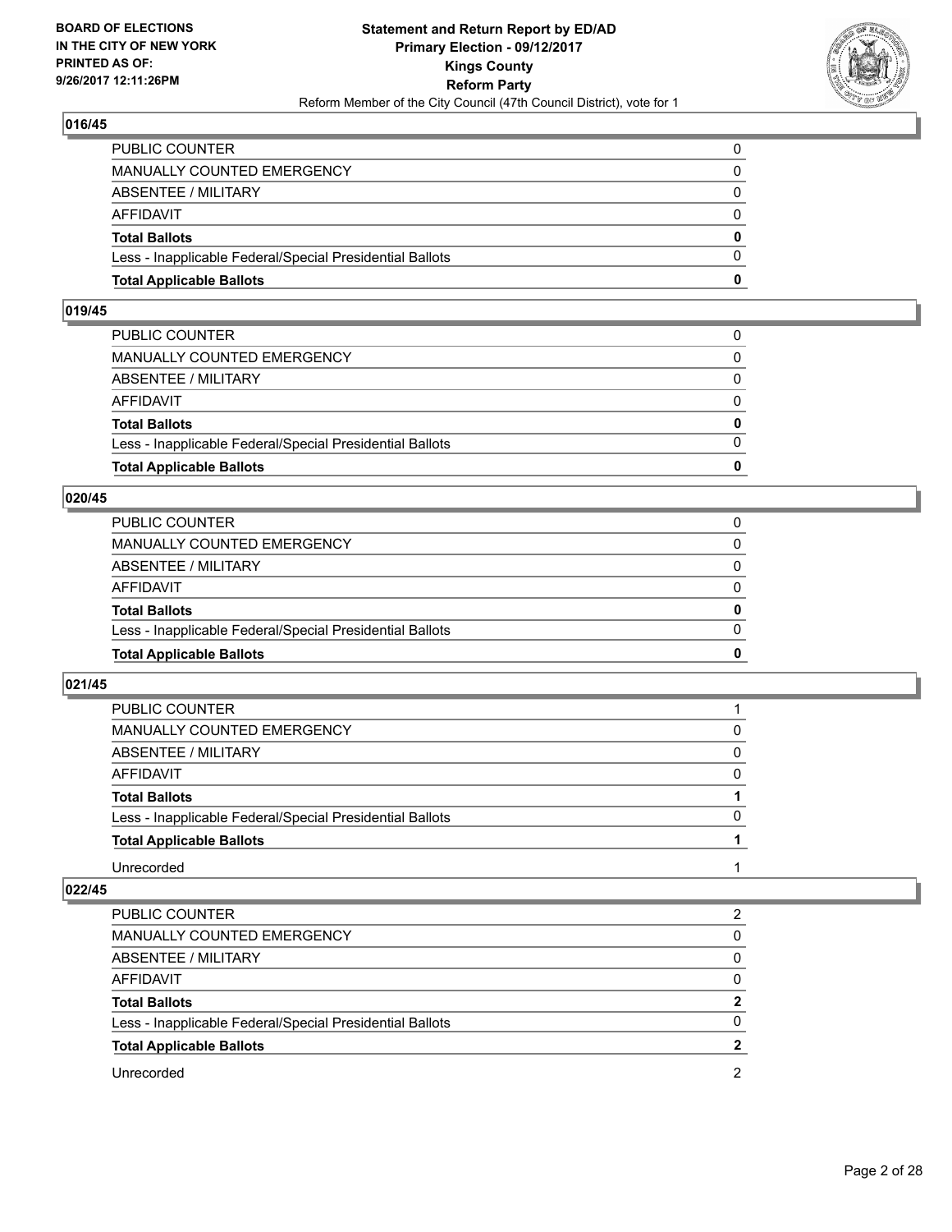## 016/45

| | |
|---|---|
| PUBLIC COUNTER | 0 |
| MANUALLY COUNTED EMERGENCY | 0 |
| ABSENTEE / MILITARY | 0 |
| AFFIDAVIT | 0 |
| **Total Ballots** | **0** |
| Less - Inapplicable Federal/Special Presidential Ballots | 0 |
| **Total Applicable Ballots** | **0** |

## 019/45

| | |
|---|---|
| PUBLIC COUNTER | 0 |
| MANUALLY COUNTED EMERGENCY | 0 |
| ABSENTEE / MILITARY | 0 |
| AFFIDAVIT | 0 |
| **Total Ballots** | **0** |
| Less - Inapplicable Federal/Special Presidential Ballots | 0 |
| **Total Applicable Ballots** | **0** |

## 020/45

| | |
|---|---|
| PUBLIC COUNTER | 0 |
| MANUALLY COUNTED EMERGENCY | 0 |
| ABSENTEE / MILITARY | 0 |
| AFFIDAVIT | 0 |
| **Total Ballots** | **0** |
| Less - Inapplicable Federal/Special Presidential Ballots | 0 |
| **Total Applicable Ballots** | **0** |

## 021/45

| | |
|---|---|
| PUBLIC COUNTER | 1 |
| MANUALLY COUNTED EMERGENCY | 0 |
| ABSENTEE / MILITARY | 0 |
| AFFIDAVIT | 0 |
| **Total Ballots** | **1** |
| Less - Inapplicable Federal/Special Presidential Ballots | 0 |
| **Total Applicable Ballots** | **1** |
| Unrecorded | 1 |

## 022/45

| | |
|---|---|
| PUBLIC COUNTER | 2 |
| MANUALLY COUNTED EMERGENCY | 0 |
| ABSENTEE / MILITARY | 0 |
| AFFIDAVIT | 0 |
| **Total Ballots** | **2** |
| Less - Inapplicable Federal/Special Presidential Ballots | 0 |
| **Total Applicable Ballots** | **2** |
| Unrecorded | 2 |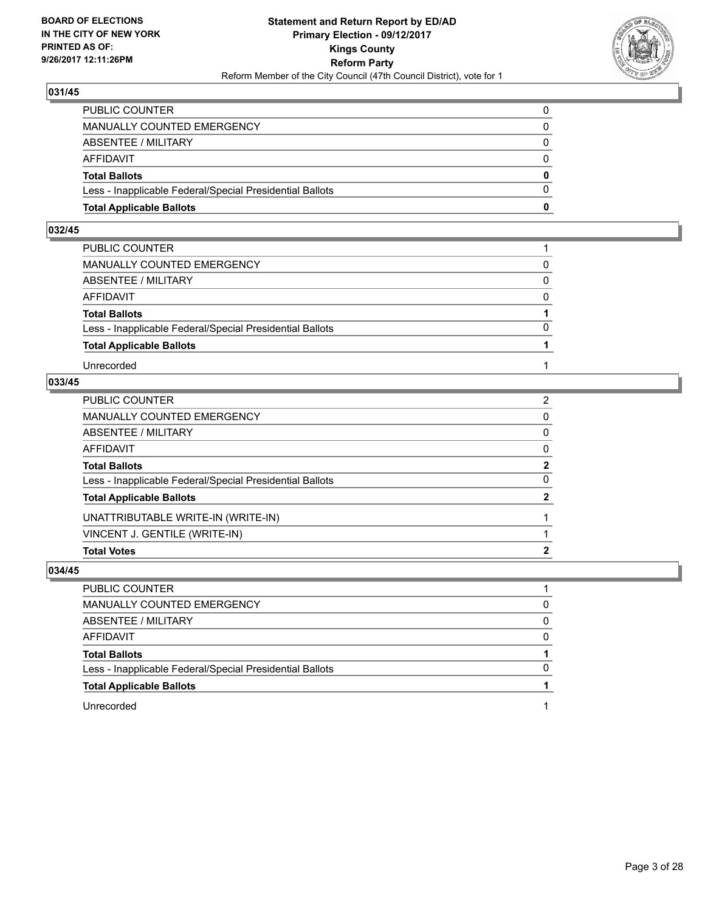## 031/45

| | |
|---|---|
| PUBLIC COUNTER | 0 |
| MANUALLY COUNTED EMERGENCY | 0 |
| ABSENTEE / MILITARY | 0 |
| AFFIDAVIT | 0 |
| **Total Ballots** | **0** |
| Less - Inapplicable Federal/Special Presidential Ballots | 0 |
| **Total Applicable Ballots** | **0** |

## 032/45

| | |
|---|---|
| PUBLIC COUNTER | 1 |
| MANUALLY COUNTED EMERGENCY | 0 |
| ABSENTEE / MILITARY | 0 |
| AFFIDAVIT | 0 |
| **Total Ballots** | **1** |
| Less - Inapplicable Federal/Special Presidential Ballots | 0 |
| **Total Applicable Ballots** | **1** |
| Unrecorded | 1 |

## 033/45

| | |
|---|---|
| PUBLIC COUNTER | 2 |
| MANUALLY COUNTED EMERGENCY | 0 |
| ABSENTEE / MILITARY | 0 |
| AFFIDAVIT | 0 |
| **Total Ballots** | **2** |
| Less - Inapplicable Federal/Special Presidential Ballots | 0 |
| **Total Applicable Ballots** | **2** |
| UNATTRIBUTABLE WRITE-IN (WRITE-IN) | 1 |
| VINCENT J. GENTILE (WRITE-IN) | 1 |
| **Total Votes** | **2** |

## 034/45

| | |
|---|---|
| PUBLIC COUNTER | 1 |
| MANUALLY COUNTED EMERGENCY | 0 |
| ABSENTEE / MILITARY | 0 |
| AFFIDAVIT | 0 |
| **Total Ballots** | **1** |
| Less - Inapplicable Federal/Special Presidential Ballots | 0 |
| **Total Applicable Ballots** | **1** |
| Unrecorded | 1 |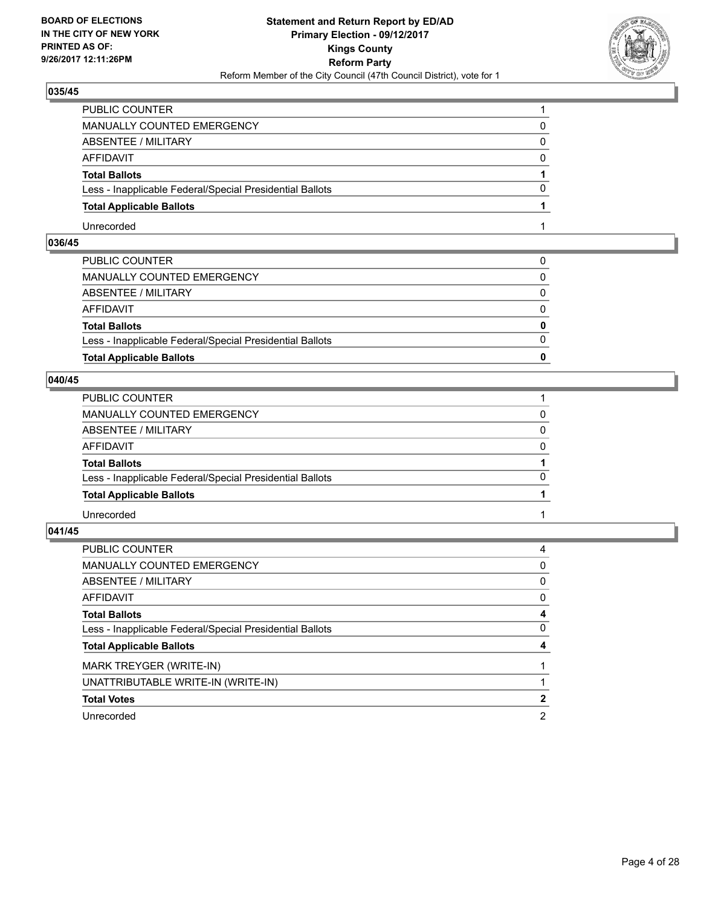**BOARD OF ELECTIONS IN THE CITY OF NEW YORK PRINTED AS OF: 9/26/2017 12:11:26PM**

**Statement and Return Report by ED/AD Primary Election - 09/12/2017 Kings County Reform Party**

Reform Member of the City Council (47th Council District), vote for 1

## 035/45

| | |
|---|---|
| PUBLIC COUNTER | 1 |
| MANUALLY COUNTED EMERGENCY | 0 |
| ABSENTEE / MILITARY | 0 |
| AFFIDAVIT | 0 |
| **Total Ballots** | **1** |
| Less - Inapplicable Federal/Special Presidential Ballots | 0 |
| **Total Applicable Ballots** | **1** |
| Unrecorded | 1 |

## 036/45

| | |
|---|---|
| PUBLIC COUNTER | 0 |
| MANUALLY COUNTED EMERGENCY | 0 |
| ABSENTEE / MILITARY | 0 |
| AFFIDAVIT | 0 |
| **Total Ballots** | **0** |
| Less - Inapplicable Federal/Special Presidential Ballots | 0 |
| **Total Applicable Ballots** | **0** |

## 040/45

| | |
|---|---|
| PUBLIC COUNTER | 1 |
| MANUALLY COUNTED EMERGENCY | 0 |
| ABSENTEE / MILITARY | 0 |
| AFFIDAVIT | 0 |
| **Total Ballots** | **1** |
| Less - Inapplicable Federal/Special Presidential Ballots | 0 |
| **Total Applicable Ballots** | **1** |
| Unrecorded | 1 |

## 041/45

| | |
|---|---|
| PUBLIC COUNTER | 4 |
| MANUALLY COUNTED EMERGENCY | 0 |
| ABSENTEE / MILITARY | 0 |
| AFFIDAVIT | 0 |
| **Total Ballots** | **4** |
| Less - Inapplicable Federal/Special Presidential Ballots | 0 |
| **Total Applicable Ballots** | **4** |
| MARK TREYGER (WRITE-IN) | 1 |
| UNATTRIBUTABLE WRITE-IN (WRITE-IN) | 1 |
| **Total Votes** | **2** |
| Unrecorded | 2 |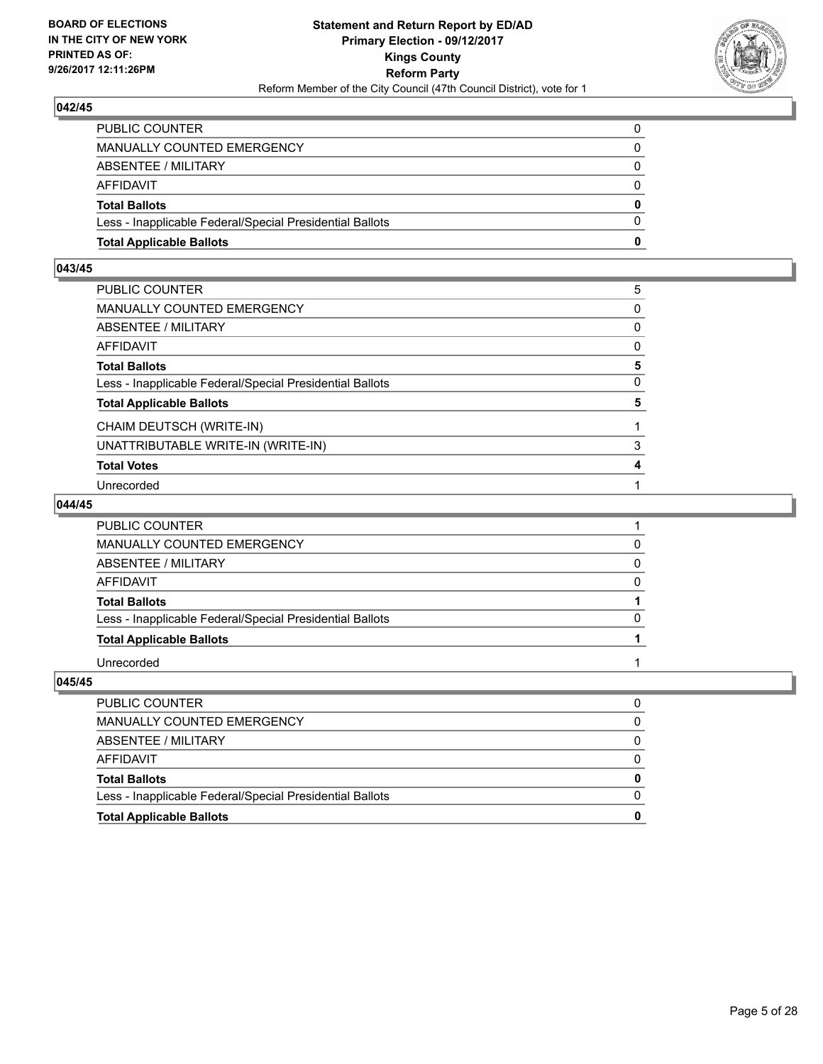## 042/45

| | |
|---|---|
| PUBLIC COUNTER | 0 |
| MANUALLY COUNTED EMERGENCY | 0 |
| ABSENTEE / MILITARY | 0 |
| AFFIDAVIT | 0 |
| **Total Ballots** | **0** |
| Less - Inapplicable Federal/Special Presidential Ballots | 0 |
| **Total Applicable Ballots** | **0** |

## 043/45

| | |
|---|---|
| PUBLIC COUNTER | 5 |
| MANUALLY COUNTED EMERGENCY | 0 |
| ABSENTEE / MILITARY | 0 |
| AFFIDAVIT | 0 |
| **Total Ballots** | **5** |
| Less - Inapplicable Federal/Special Presidential Ballots | 0 |
| **Total Applicable Ballots** | **5** |
| CHAIM DEUTSCH (WRITE-IN) | 1 |
| UNATTRIBUTABLE WRITE-IN (WRITE-IN) | 3 |
| **Total Votes** | **4** |
| Unrecorded | 1 |

## 044/45

| | |
|---|---|
| PUBLIC COUNTER | 1 |
| MANUALLY COUNTED EMERGENCY | 0 |
| ABSENTEE / MILITARY | 0 |
| AFFIDAVIT | 0 |
| **Total Ballots** | **1** |
| Less - Inapplicable Federal/Special Presidential Ballots | 0 |
| **Total Applicable Ballots** | **1** |
| Unrecorded | 1 |

## 045/45

| | |
|---|---|
| PUBLIC COUNTER | 0 |
| MANUALLY COUNTED EMERGENCY | 0 |
| ABSENTEE / MILITARY | 0 |
| AFFIDAVIT | 0 |
| **Total Ballots** | **0** |
| Less - Inapplicable Federal/Special Presidential Ballots | 0 |
| **Total Applicable Ballots** | **0** |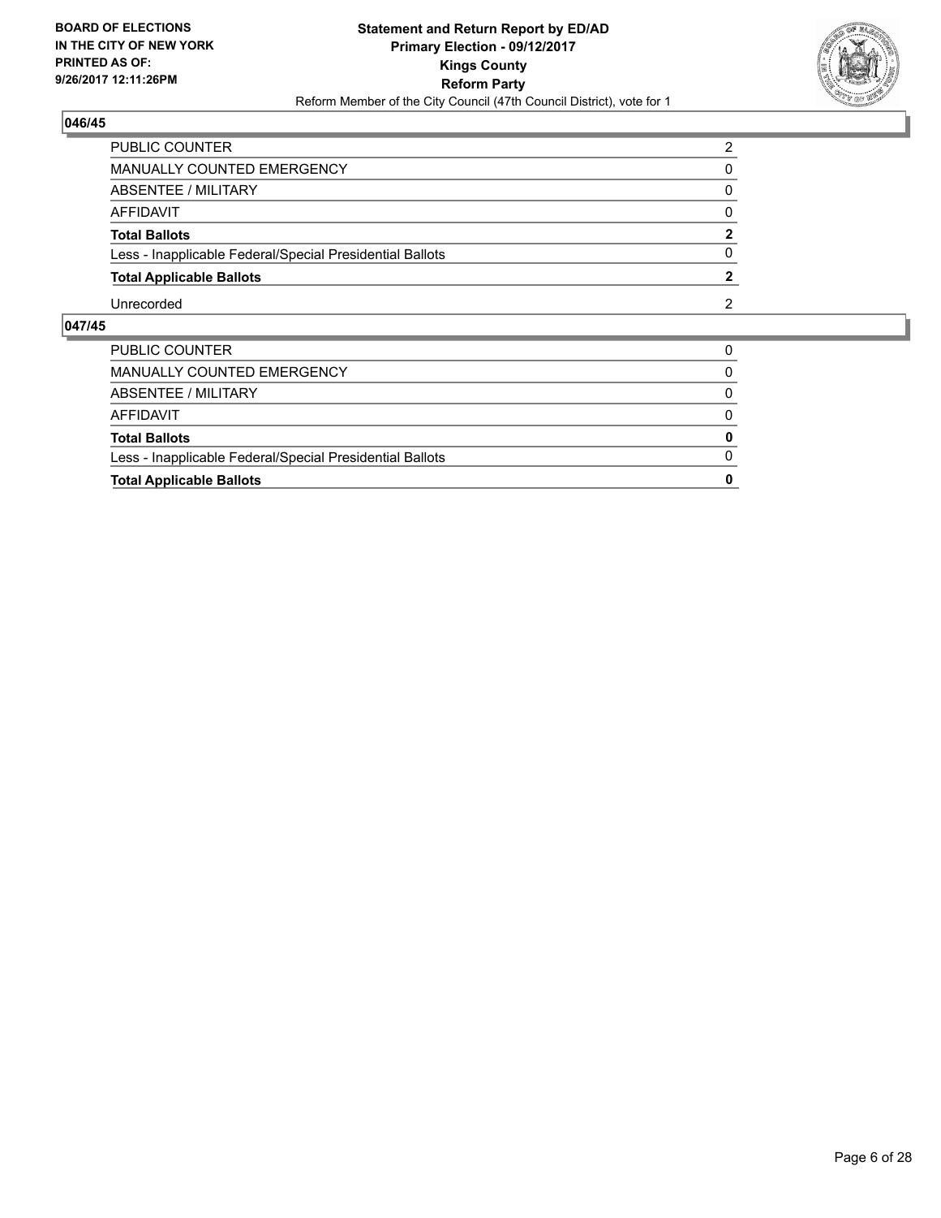## 046/45

| | |
|---|---|
| PUBLIC COUNTER | 2 |
| MANUALLY COUNTED EMERGENCY | 0 |
| ABSENTEE / MILITARY | 0 |
| AFFIDAVIT | 0 |
| **Total Ballots** | **2** |
| Less - Inapplicable Federal/Special Presidential Ballots | 0 |
| **Total Applicable Ballots** | **2** |
| Unrecorded | 2 |

## 047/45

| | |
|---|---|
| PUBLIC COUNTER | 0 |
| MANUALLY COUNTED EMERGENCY | 0 |
| ABSENTEE / MILITARY | 0 |
| AFFIDAVIT | 0 |
| **Total Ballots** | **0** |
| Less - Inapplicable Federal/Special Presidential Ballots | 0 |
| **Total Applicable Ballots** | **0** |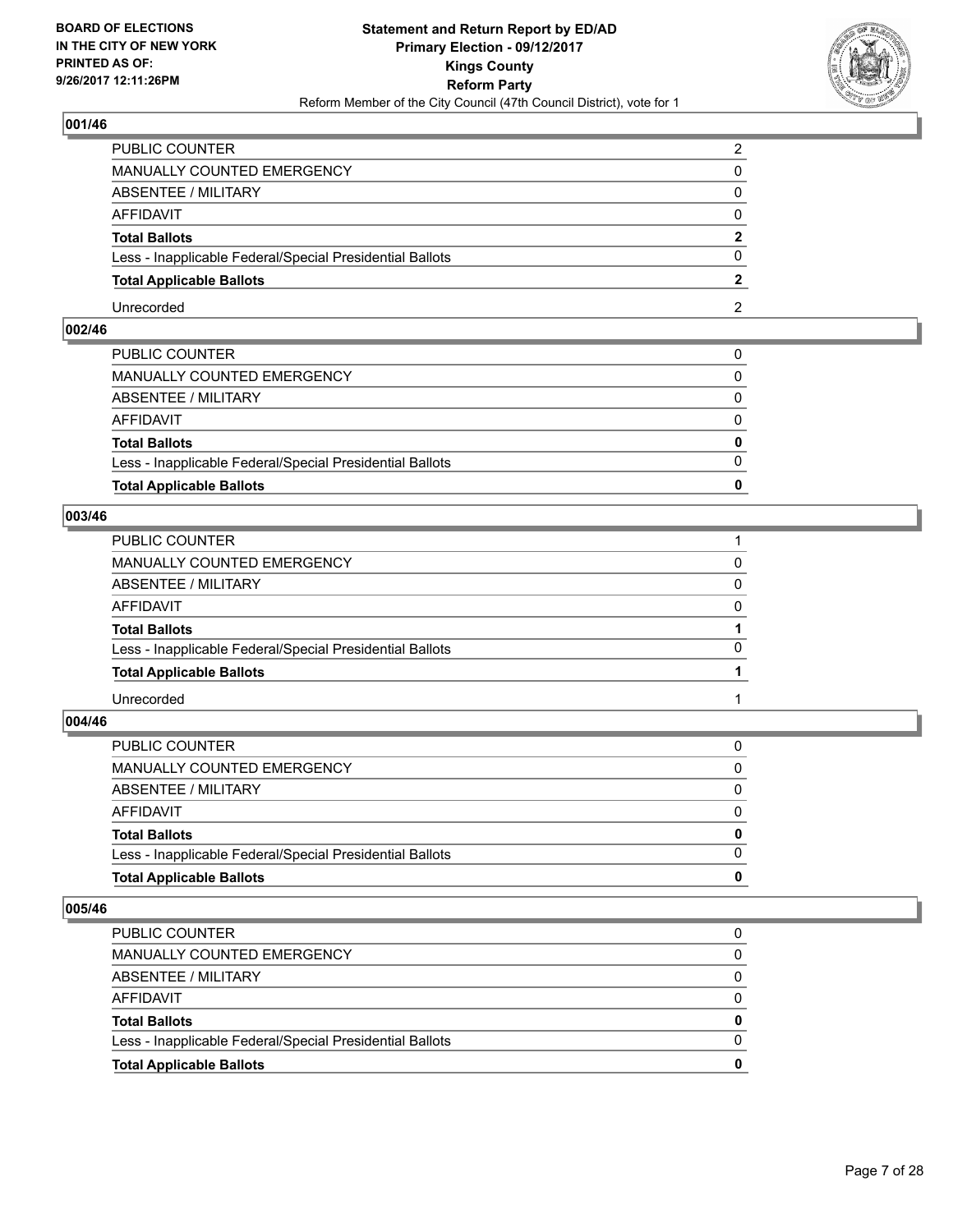## 001/46

| | |
|---|---|
| PUBLIC COUNTER | 2 |
| MANUALLY COUNTED EMERGENCY | 0 |
| ABSENTEE / MILITARY | 0 |
| AFFIDAVIT | 0 |
| **Total Ballots** | **2** |
| Less - Inapplicable Federal/Special Presidential Ballots | 0 |
| **Total Applicable Ballots** | **2** |
| Unrecorded | 2 |

## 002/46

| | |
|---|---|
| PUBLIC COUNTER | 0 |
| MANUALLY COUNTED EMERGENCY | 0 |
| ABSENTEE / MILITARY | 0 |
| AFFIDAVIT | 0 |
| **Total Ballots** | **0** |
| Less - Inapplicable Federal/Special Presidential Ballots | 0 |
| **Total Applicable Ballots** | **0** |

## 003/46

| | |
|---|---|
| PUBLIC COUNTER | 1 |
| MANUALLY COUNTED EMERGENCY | 0 |
| ABSENTEE / MILITARY | 0 |
| AFFIDAVIT | 0 |
| **Total Ballots** | **1** |
| Less - Inapplicable Federal/Special Presidential Ballots | 0 |
| **Total Applicable Ballots** | **1** |
| Unrecorded | 1 |

## 004/46

| | |
|---|---|
| PUBLIC COUNTER | 0 |
| MANUALLY COUNTED EMERGENCY | 0 |
| ABSENTEE / MILITARY | 0 |
| AFFIDAVIT | 0 |
| **Total Ballots** | **0** |
| Less - Inapplicable Federal/Special Presidential Ballots | 0 |
| **Total Applicable Ballots** | **0** |

## 005/46

| | |
|---|---|
| PUBLIC COUNTER | 0 |
| MANUALLY COUNTED EMERGENCY | 0 |
| ABSENTEE / MILITARY | 0 |
| AFFIDAVIT | 0 |
| **Total Ballots** | **0** |
| Less - Inapplicable Federal/Special Presidential Ballots | 0 |
| **Total Applicable Ballots** | **0** |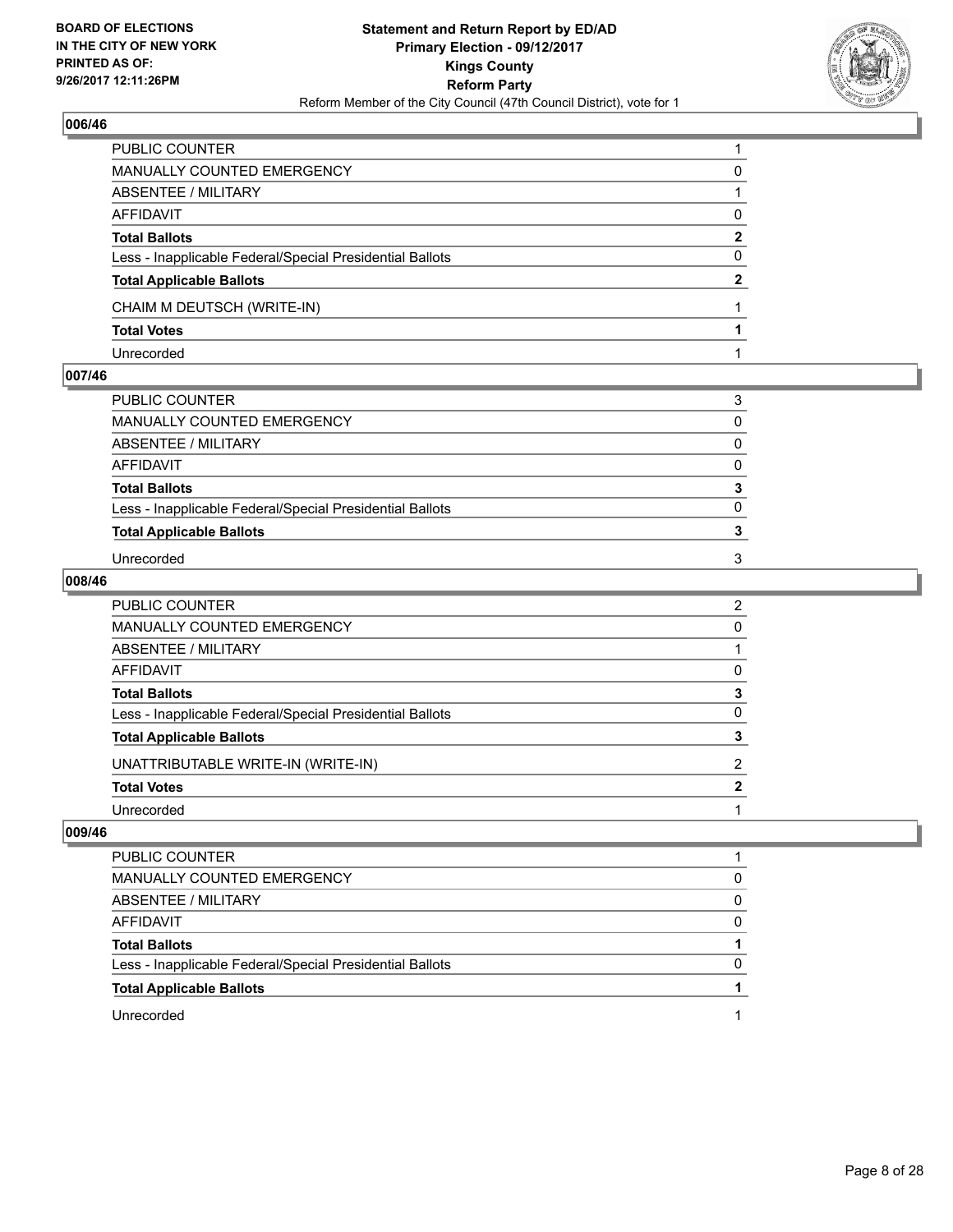**BOARD OF ELECTIONS IN THE CITY OF NEW YORK PRINTED AS OF: 9/26/2017 12:11:26PM**

**Statement and Return Report by ED/AD**
**Primary Election - 09/12/2017**
**Kings County**
**Reform Party**
Reform Member of the City Council (47th Council District), vote for 1

## 006/46

| | |
|---|---|
| PUBLIC COUNTER | 1 |
| MANUALLY COUNTED EMERGENCY | 0 |
| ABSENTEE / MILITARY | 1 |
| AFFIDAVIT | 0 |
| **Total Ballots** | **2** |
| Less - Inapplicable Federal/Special Presidential Ballots | 0 |
| **Total Applicable Ballots** | **2** |
| CHAIM M DEUTSCH (WRITE-IN) | 1 |
| **Total Votes** | **1** |
| Unrecorded | 1 |

## 007/46

| | |
|---|---|
| PUBLIC COUNTER | 3 |
| MANUALLY COUNTED EMERGENCY | 0 |
| ABSENTEE / MILITARY | 0 |
| AFFIDAVIT | 0 |
| **Total Ballots** | **3** |
| Less - Inapplicable Federal/Special Presidential Ballots | 0 |
| **Total Applicable Ballots** | **3** |
| Unrecorded | 3 |

## 008/46

| | |
|---|---|
| PUBLIC COUNTER | 2 |
| MANUALLY COUNTED EMERGENCY | 0 |
| ABSENTEE / MILITARY | 1 |
| AFFIDAVIT | 0 |
| **Total Ballots** | **3** |
| Less - Inapplicable Federal/Special Presidential Ballots | 0 |
| **Total Applicable Ballots** | **3** |
| UNATTRIBUTABLE WRITE-IN (WRITE-IN) | 2 |
| **Total Votes** | **2** |
| Unrecorded | 1 |

## 009/46

| | |
|---|---|
| PUBLIC COUNTER | 1 |
| MANUALLY COUNTED EMERGENCY | 0 |
| ABSENTEE / MILITARY | 0 |
| AFFIDAVIT | 0 |
| **Total Ballots** | **1** |
| Less - Inapplicable Federal/Special Presidential Ballots | 0 |
| **Total Applicable Ballots** | **1** |
| Unrecorded | 1 |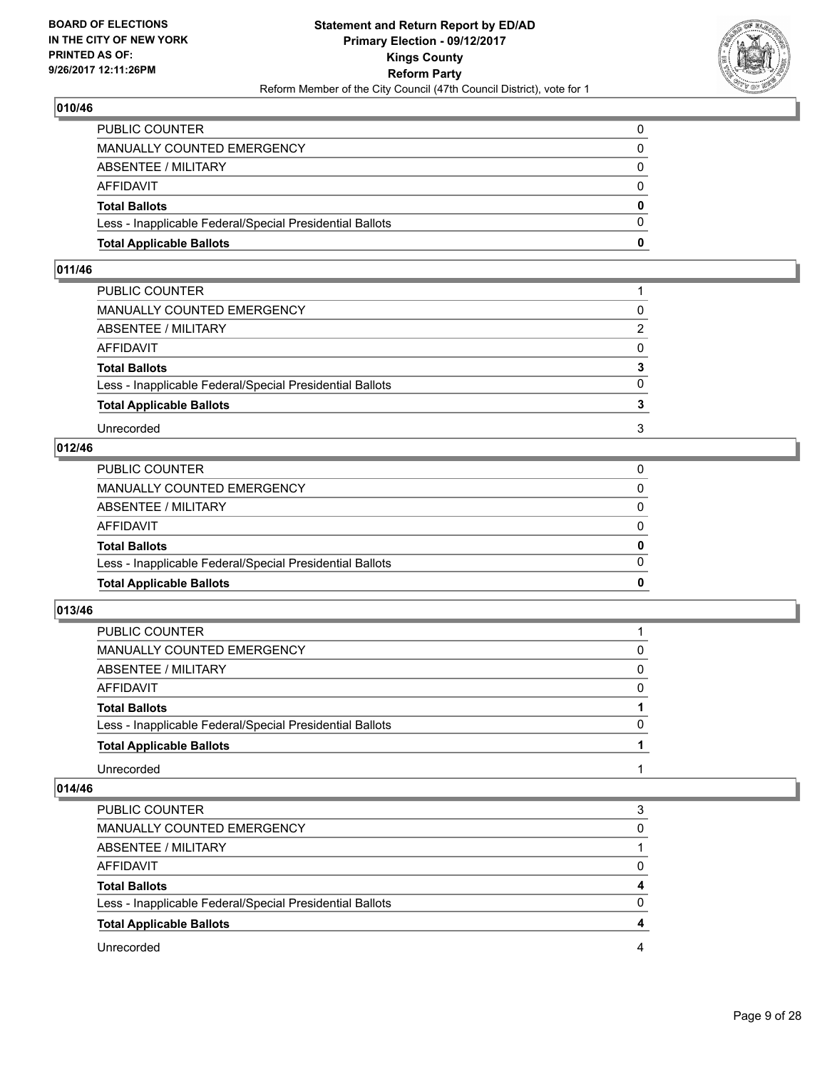**BOARD OF ELECTIONS IN THE CITY OF NEW YORK PRINTED AS OF: 9/26/2017 12:11:26PM**

**Statement and Return Report by ED/AD**
**Primary Election - 09/12/2017**
**Kings County**
**Reform Party**
Reform Member of the City Council (47th Council District), vote for 1

### 010/46

| | |
|---|---|
| PUBLIC COUNTER | 0 |
| MANUALLY COUNTED EMERGENCY | 0 |
| ABSENTEE / MILITARY | 0 |
| AFFIDAVIT | 0 |
| **Total Ballots** | **0** |
| Less - Inapplicable Federal/Special Presidential Ballots | 0 |
| **Total Applicable Ballots** | **0** |

### 011/46

| | |
|---|---|
| PUBLIC COUNTER | 1 |
| MANUALLY COUNTED EMERGENCY | 0 |
| ABSENTEE / MILITARY | 2 |
| AFFIDAVIT | 0 |
| **Total Ballots** | **3** |
| Less - Inapplicable Federal/Special Presidential Ballots | 0 |
| **Total Applicable Ballots** | **3** |
| Unrecorded | 3 |

### 012/46

| | |
|---|---|
| PUBLIC COUNTER | 0 |
| MANUALLY COUNTED EMERGENCY | 0 |
| ABSENTEE / MILITARY | 0 |
| AFFIDAVIT | 0 |
| **Total Ballots** | **0** |
| Less - Inapplicable Federal/Special Presidential Ballots | 0 |
| **Total Applicable Ballots** | **0** |

### 013/46

| | |
|---|---|
| PUBLIC COUNTER | 1 |
| MANUALLY COUNTED EMERGENCY | 0 |
| ABSENTEE / MILITARY | 0 |
| AFFIDAVIT | 0 |
| **Total Ballots** | **1** |
| Less - Inapplicable Federal/Special Presidential Ballots | 0 |
| **Total Applicable Ballots** | **1** |
| Unrecorded | 1 |

### 014/46

| | |
|---|---|
| PUBLIC COUNTER | 3 |
| MANUALLY COUNTED EMERGENCY | 0 |
| ABSENTEE / MILITARY | 1 |
| AFFIDAVIT | 0 |
| **Total Ballots** | **4** |
| Less - Inapplicable Federal/Special Presidential Ballots | 0 |
| **Total Applicable Ballots** | **4** |
| Unrecorded | 4 |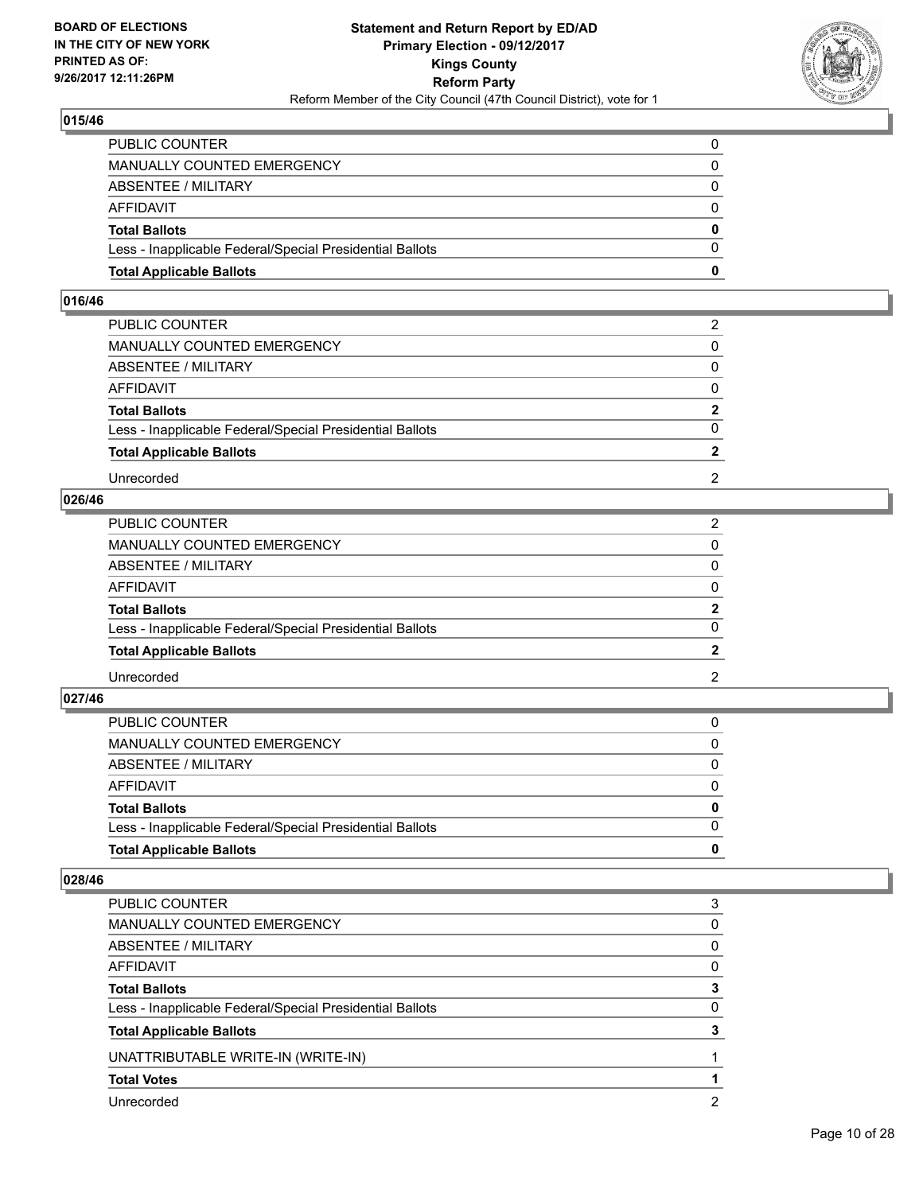**BOARD OF ELECTIONS IN THE CITY OF NEW YORK PRINTED AS OF: 9/26/2017 12:11:26PM**

**Statement and Return Report by ED/AD Primary Election - 09/12/2017 Kings County Reform Party**

Reform Member of the City Council (47th Council District), vote for 1

### 015/46

| | |
|---|---|
| PUBLIC COUNTER | 0 |
| MANUALLY COUNTED EMERGENCY | 0 |
| ABSENTEE / MILITARY | 0 |
| AFFIDAVIT | 0 |
| **Total Ballots** | **0** |
| Less - Inapplicable Federal/Special Presidential Ballots | 0 |
| **Total Applicable Ballots** | **0** |

### 016/46

| | |
|---|---|
| PUBLIC COUNTER | 2 |
| MANUALLY COUNTED EMERGENCY | 0 |
| ABSENTEE / MILITARY | 0 |
| AFFIDAVIT | 0 |
| **Total Ballots** | **2** |
| Less - Inapplicable Federal/Special Presidential Ballots | 0 |
| **Total Applicable Ballots** | **2** |
| Unrecorded | 2 |

### 026/46

| | |
|---|---|
| PUBLIC COUNTER | 2 |
| MANUALLY COUNTED EMERGENCY | 0 |
| ABSENTEE / MILITARY | 0 |
| AFFIDAVIT | 0 |
| **Total Ballots** | **2** |
| Less - Inapplicable Federal/Special Presidential Ballots | 0 |
| **Total Applicable Ballots** | **2** |
| Unrecorded | 2 |

### 027/46

| | |
|---|---|
| PUBLIC COUNTER | 0 |
| MANUALLY COUNTED EMERGENCY | 0 |
| ABSENTEE / MILITARY | 0 |
| AFFIDAVIT | 0 |
| **Total Ballots** | **0** |
| Less - Inapplicable Federal/Special Presidential Ballots | 0 |
| **Total Applicable Ballots** | **0** |

### 028/46

| | |
|---|---|
| PUBLIC COUNTER | 3 |
| MANUALLY COUNTED EMERGENCY | 0 |
| ABSENTEE / MILITARY | 0 |
| AFFIDAVIT | 0 |
| **Total Ballots** | **3** |
| Less - Inapplicable Federal/Special Presidential Ballots | 0 |
| **Total Applicable Ballots** | **3** |
| UNATTRIBUTABLE WRITE-IN (WRITE-IN) | 1 |
| **Total Votes** | **1** |
| Unrecorded | 2 |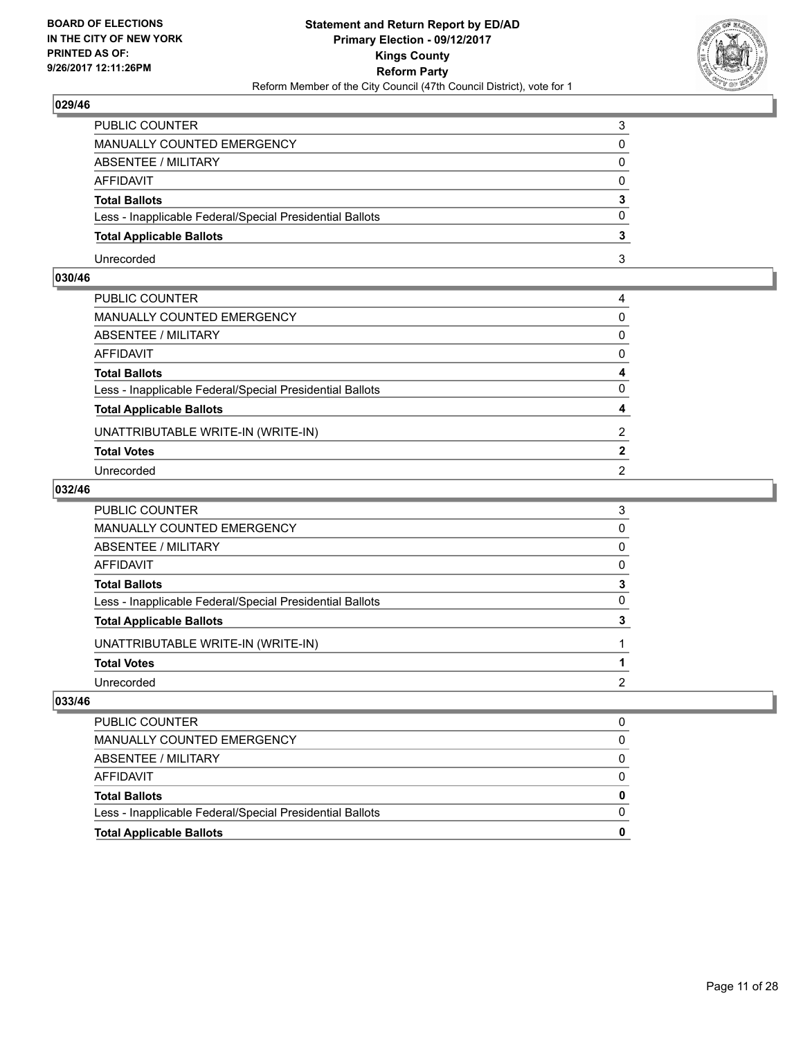**BOARD OF ELECTIONS IN THE CITY OF NEW YORK PRINTED AS OF: 9/26/2017 12:11:26PM**

**Statement and Return Report by ED/AD**
**Primary Election - 09/12/2017**
**Kings County**
**Reform Party**
Reform Member of the City Council (47th Council District), vote for 1

## 029/46

| | |
|---|---|
| PUBLIC COUNTER | 3 |
| MANUALLY COUNTED EMERGENCY | 0 |
| ABSENTEE / MILITARY | 0 |
| AFFIDAVIT | 0 |
| **Total Ballots** | **3** |
| Less - Inapplicable Federal/Special Presidential Ballots | 0 |
| **Total Applicable Ballots** | **3** |
| Unrecorded | 3 |

## 030/46

| | |
|---|---|
| PUBLIC COUNTER | 4 |
| MANUALLY COUNTED EMERGENCY | 0 |
| ABSENTEE / MILITARY | 0 |
| AFFIDAVIT | 0 |
| **Total Ballots** | **4** |
| Less - Inapplicable Federal/Special Presidential Ballots | 0 |
| **Total Applicable Ballots** | **4** |
| UNATTRIBUTABLE WRITE-IN (WRITE-IN) | 2 |
| **Total Votes** | **2** |
| Unrecorded | 2 |

## 032/46

| | |
|---|---|
| PUBLIC COUNTER | 3 |
| MANUALLY COUNTED EMERGENCY | 0 |
| ABSENTEE / MILITARY | 0 |
| AFFIDAVIT | 0 |
| **Total Ballots** | **3** |
| Less - Inapplicable Federal/Special Presidential Ballots | 0 |
| **Total Applicable Ballots** | **3** |
| UNATTRIBUTABLE WRITE-IN (WRITE-IN) | 1 |
| **Total Votes** | **1** |
| Unrecorded | 2 |

## 033/46

| | |
|---|---|
| PUBLIC COUNTER | 0 |
| MANUALLY COUNTED EMERGENCY | 0 |
| ABSENTEE / MILITARY | 0 |
| AFFIDAVIT | 0 |
| **Total Ballots** | **0** |
| Less - Inapplicable Federal/Special Presidential Ballots | 0 |
| **Total Applicable Ballots** | **0** |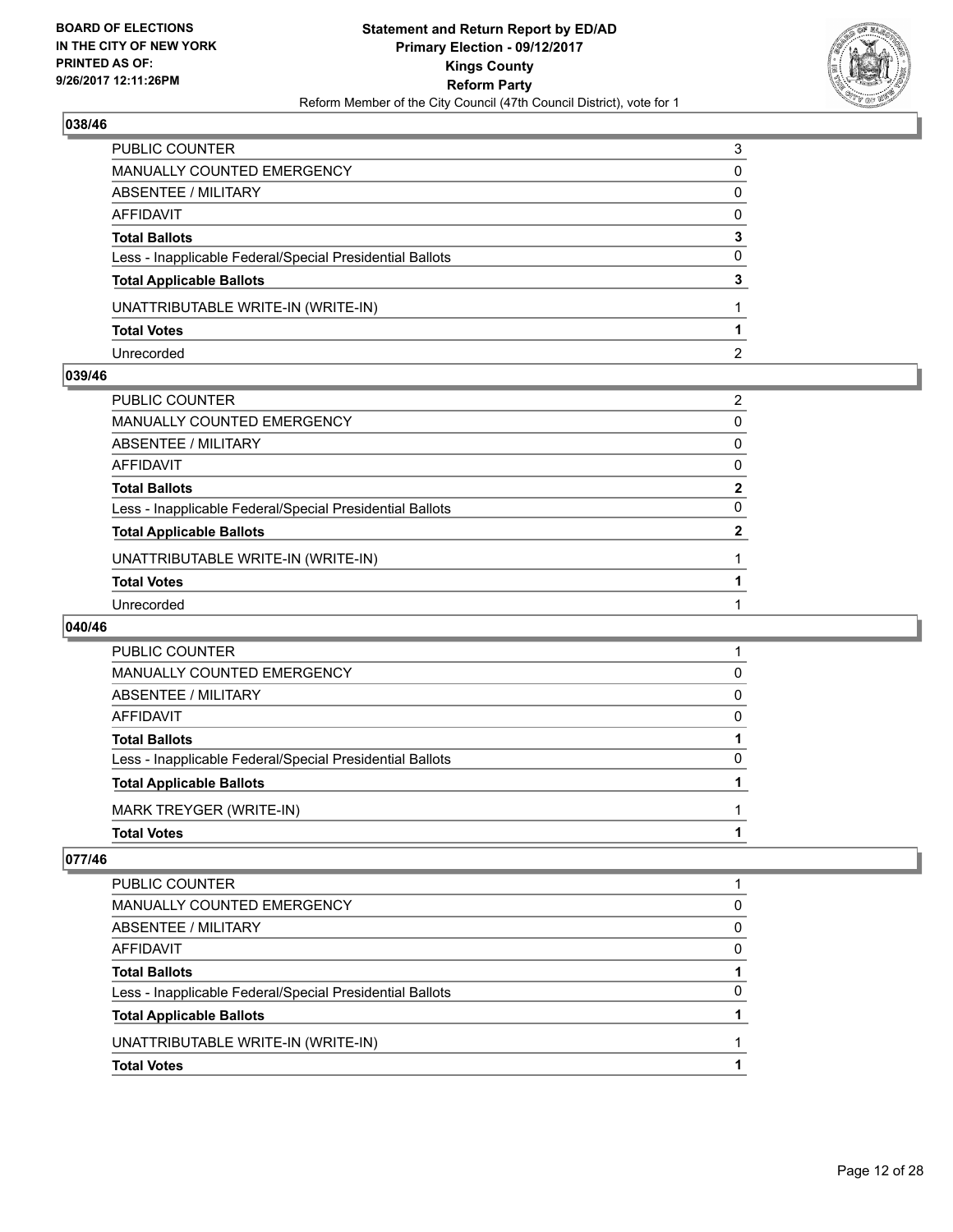**BOARD OF ELECTIONS IN THE CITY OF NEW YORK PRINTED AS OF: 9/26/2017 12:11:26PM**

**Statement and Return Report by ED/AD Primary Election - 09/12/2017 Kings County Reform Party**
Reform Member of the City Council (47th Council District), vote for 1

## 038/46

| | |
|---|---|
| PUBLIC COUNTER | 3 |
| MANUALLY COUNTED EMERGENCY | 0 |
| ABSENTEE / MILITARY | 0 |
| AFFIDAVIT | 0 |
| **Total Ballots** | **3** |
| Less - Inapplicable Federal/Special Presidential Ballots | 0 |
| **Total Applicable Ballots** | **3** |
| UNATTRIBUTABLE WRITE-IN (WRITE-IN) | 1 |
| **Total Votes** | **1** |
| Unrecorded | 2 |

## 039/46

| | |
|---|---|
| PUBLIC COUNTER | 2 |
| MANUALLY COUNTED EMERGENCY | 0 |
| ABSENTEE / MILITARY | 0 |
| AFFIDAVIT | 0 |
| **Total Ballots** | **2** |
| Less - Inapplicable Federal/Special Presidential Ballots | 0 |
| **Total Applicable Ballots** | **2** |
| UNATTRIBUTABLE WRITE-IN (WRITE-IN) | 1 |
| **Total Votes** | **1** |
| Unrecorded | 1 |

## 040/46

| | |
|---|---|
| PUBLIC COUNTER | 1 |
| MANUALLY COUNTED EMERGENCY | 0 |
| ABSENTEE / MILITARY | 0 |
| AFFIDAVIT | 0 |
| **Total Ballots** | **1** |
| Less - Inapplicable Federal/Special Presidential Ballots | 0 |
| **Total Applicable Ballots** | **1** |
| MARK TREYGER (WRITE-IN) | 1 |
| **Total Votes** | **1** |

## 077/46

| | |
|---|---|
| PUBLIC COUNTER | 1 |
| MANUALLY COUNTED EMERGENCY | 0 |
| ABSENTEE / MILITARY | 0 |
| AFFIDAVIT | 0 |
| **Total Ballots** | **1** |
| Less - Inapplicable Federal/Special Presidential Ballots | 0 |
| **Total Applicable Ballots** | **1** |
| UNATTRIBUTABLE WRITE-IN (WRITE-IN) | 1 |
| **Total Votes** | **1** |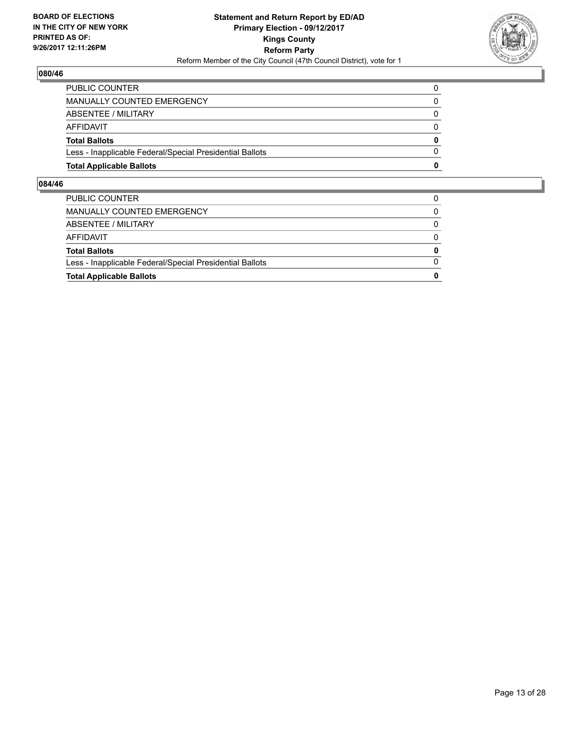## 080/46

| | |
|---|---|
| PUBLIC COUNTER | 0 |
| MANUALLY COUNTED EMERGENCY | 0 |
| ABSENTEE / MILITARY | 0 |
| AFFIDAVIT | 0 |
| **Total Ballots** | **0** |
| Less - Inapplicable Federal/Special Presidential Ballots | 0 |
| **Total Applicable Ballots** | **0** |

## 084/46

| | |
|---|---|
| PUBLIC COUNTER | 0 |
| MANUALLY COUNTED EMERGENCY | 0 |
| ABSENTEE / MILITARY | 0 |
| AFFIDAVIT | 0 |
| **Total Ballots** | **0** |
| Less - Inapplicable Federal/Special Presidential Ballots | 0 |
| **Total Applicable Ballots** | **0** |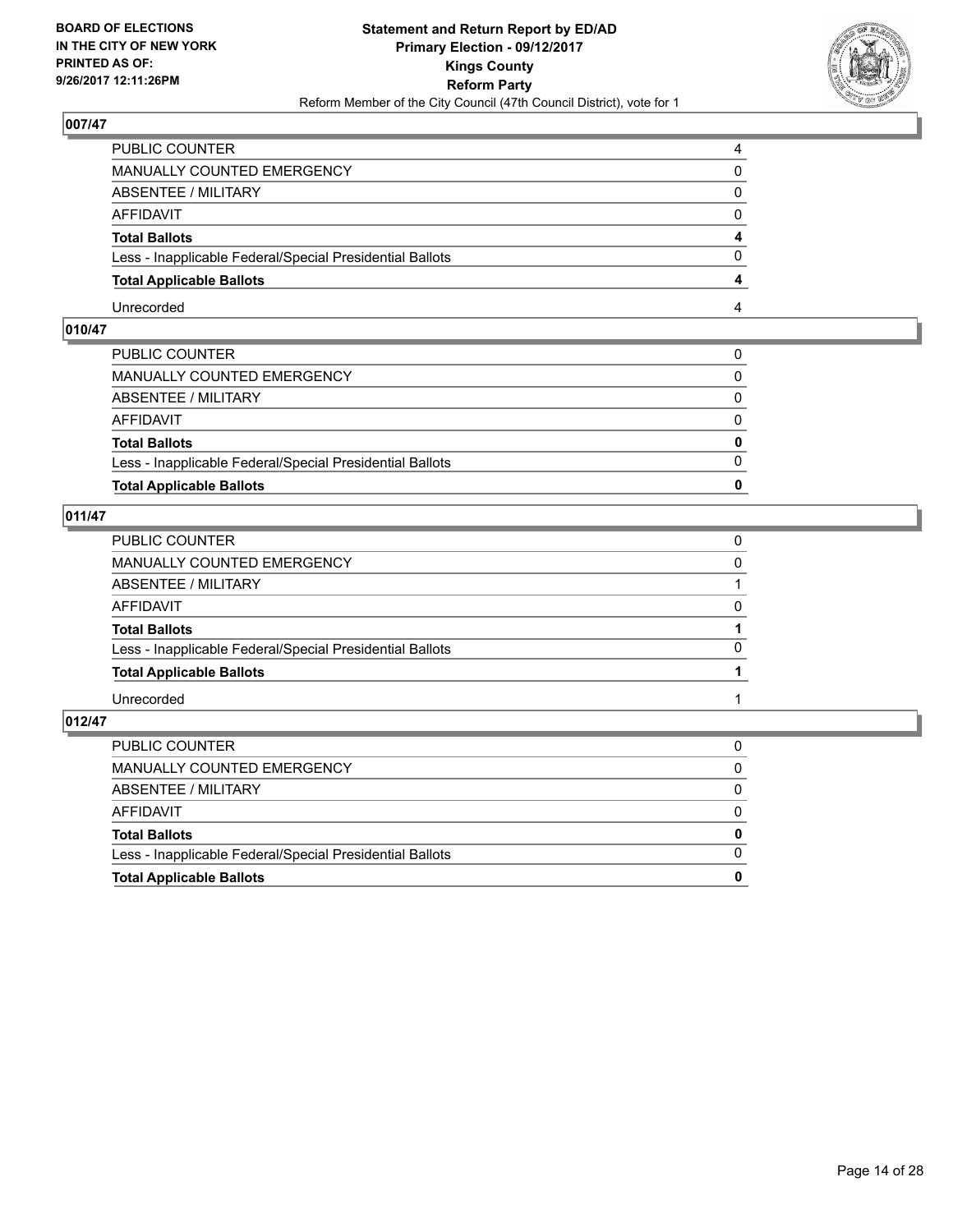**BOARD OF ELECTIONS IN THE CITY OF NEW YORK PRINTED AS OF: 9/26/2017 12:11:26PM**

**Statement and Return Report by ED/AD Primary Election - 09/12/2017 Kings County Reform Party**

Reform Member of the City Council (47th Council District), vote for 1

## 007/47

| | |
|---|---|
| PUBLIC COUNTER | 4 |
| MANUALLY COUNTED EMERGENCY | 0 |
| ABSENTEE / MILITARY | 0 |
| AFFIDAVIT | 0 |
| **Total Ballots** | **4** |
| Less - Inapplicable Federal/Special Presidential Ballots | 0 |
| **Total Applicable Ballots** | **4** |
| Unrecorded | 4 |

## 010/47

| | |
|---|---|
| PUBLIC COUNTER | 0 |
| MANUALLY COUNTED EMERGENCY | 0 |
| ABSENTEE / MILITARY | 0 |
| AFFIDAVIT | 0 |
| **Total Ballots** | **0** |
| Less - Inapplicable Federal/Special Presidential Ballots | 0 |
| **Total Applicable Ballots** | **0** |

## 011/47

| | |
|---|---|
| PUBLIC COUNTER | 0 |
| MANUALLY COUNTED EMERGENCY | 0 |
| ABSENTEE / MILITARY | 1 |
| AFFIDAVIT | 0 |
| **Total Ballots** | **1** |
| Less - Inapplicable Federal/Special Presidential Ballots | 0 |
| **Total Applicable Ballots** | **1** |
| Unrecorded | 1 |

## 012/47

| | |
|---|---|
| PUBLIC COUNTER | 0 |
| MANUALLY COUNTED EMERGENCY | 0 |
| ABSENTEE / MILITARY | 0 |
| AFFIDAVIT | 0 |
| **Total Ballots** | **0** |
| Less - Inapplicable Federal/Special Presidential Ballots | 0 |
| **Total Applicable Ballots** | **0** |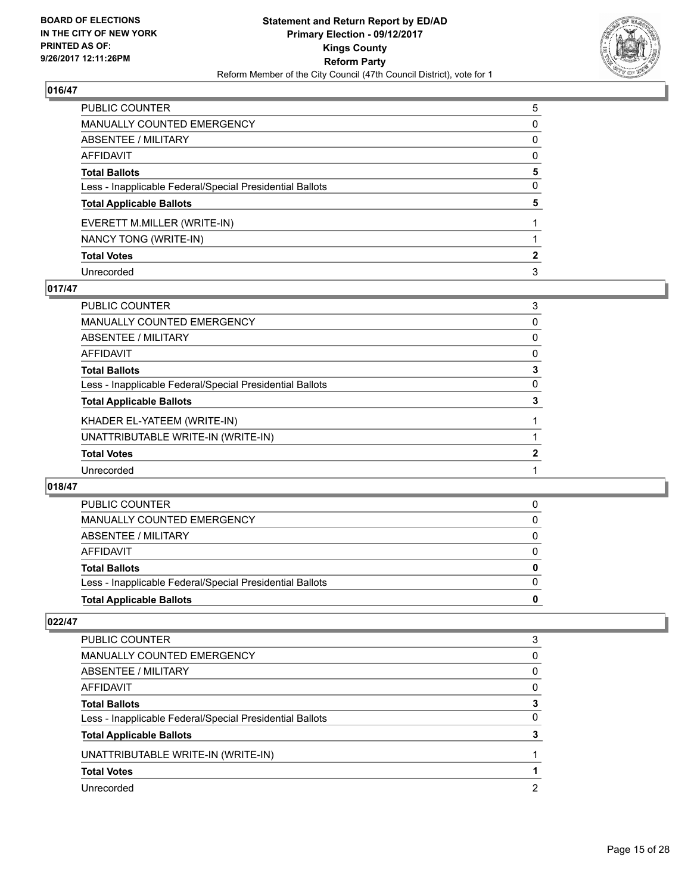BOARD OF ELECTIONS
IN THE CITY OF NEW YORK
PRINTED AS OF:
9/26/2017 12:11:26PM

**Statement and Return Report by ED/AD**
**Primary Election - 09/12/2017**
**Kings County**
**Reform Party**
Reform Member of the City Council (47th Council District), vote for 1

## 016/47

| | |
|---|---|
| PUBLIC COUNTER | 5 |
| MANUALLY COUNTED EMERGENCY | 0 |
| ABSENTEE / MILITARY | 0 |
| AFFIDAVIT | 0 |
| **Total Ballots** | **5** |
| Less - Inapplicable Federal/Special Presidential Ballots | 0 |
| **Total Applicable Ballots** | **5** |
| EVERETT M.MILLER (WRITE-IN) | 1 |
| NANCY TONG (WRITE-IN) | 1 |
| **Total Votes** | **2** |
| Unrecorded | 3 |

## 017/47

| | |
|---|---|
| PUBLIC COUNTER | 3 |
| MANUALLY COUNTED EMERGENCY | 0 |
| ABSENTEE / MILITARY | 0 |
| AFFIDAVIT | 0 |
| **Total Ballots** | **3** |
| Less - Inapplicable Federal/Special Presidential Ballots | 0 |
| **Total Applicable Ballots** | **3** |
| KHADER EL-YATEEM (WRITE-IN) | 1 |
| UNATTRIBUTABLE WRITE-IN (WRITE-IN) | 1 |
| **Total Votes** | **2** |
| Unrecorded | 1 |

## 018/47

| | |
|---|---|
| PUBLIC COUNTER | 0 |
| MANUALLY COUNTED EMERGENCY | 0 |
| ABSENTEE / MILITARY | 0 |
| AFFIDAVIT | 0 |
| **Total Ballots** | **0** |
| Less - Inapplicable Federal/Special Presidential Ballots | 0 |
| **Total Applicable Ballots** | **0** |

## 022/47

| | |
|---|---|
| PUBLIC COUNTER | 3 |
| MANUALLY COUNTED EMERGENCY | 0 |
| ABSENTEE / MILITARY | 0 |
| AFFIDAVIT | 0 |
| **Total Ballots** | **3** |
| Less - Inapplicable Federal/Special Presidential Ballots | 0 |
| **Total Applicable Ballots** | **3** |
| UNATTRIBUTABLE WRITE-IN (WRITE-IN) | 1 |
| **Total Votes** | **1** |
| Unrecorded | 2 |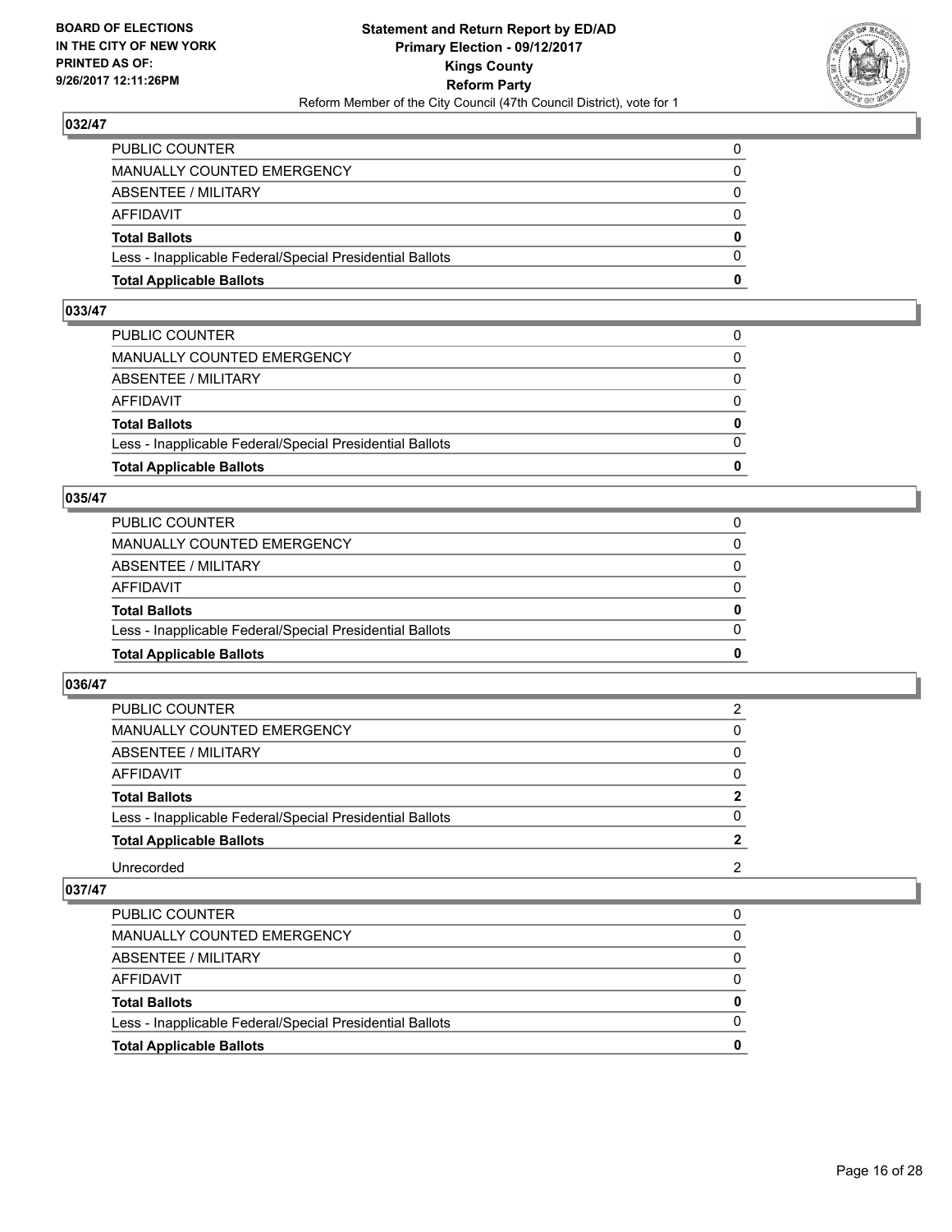BOARD OF ELECTIONS
IN THE CITY OF NEW YORK
PRINTED AS OF:
9/26/2017 12:11:26PM

**Statement and Return Report by ED/AD**
**Primary Election - 09/12/2017**
**Kings County**
**Reform Party**
Reform Member of the City Council (47th Council District), vote for 1

## 032/47

| | |
|---|---|
| PUBLIC COUNTER | 0 |
| MANUALLY COUNTED EMERGENCY | 0 |
| ABSENTEE / MILITARY | 0 |
| AFFIDAVIT | 0 |
| **Total Ballots** | **0** |
| Less - Inapplicable Federal/Special Presidential Ballots | 0 |
| **Total Applicable Ballots** | **0** |

## 033/47

| | |
|---|---|
| PUBLIC COUNTER | 0 |
| MANUALLY COUNTED EMERGENCY | 0 |
| ABSENTEE / MILITARY | 0 |
| AFFIDAVIT | 0 |
| **Total Ballots** | **0** |
| Less - Inapplicable Federal/Special Presidential Ballots | 0 |
| **Total Applicable Ballots** | **0** |

## 035/47

| | |
|---|---|
| PUBLIC COUNTER | 0 |
| MANUALLY COUNTED EMERGENCY | 0 |
| ABSENTEE / MILITARY | 0 |
| AFFIDAVIT | 0 |
| **Total Ballots** | **0** |
| Less - Inapplicable Federal/Special Presidential Ballots | 0 |
| **Total Applicable Ballots** | **0** |

## 036/47

| | |
|---|---|
| PUBLIC COUNTER | 2 |
| MANUALLY COUNTED EMERGENCY | 0 |
| ABSENTEE / MILITARY | 0 |
| AFFIDAVIT | 0 |
| **Total Ballots** | **2** |
| Less - Inapplicable Federal/Special Presidential Ballots | 0 |
| **Total Applicable Ballots** | **2** |
| Unrecorded | 2 |

## 037/47

| | |
|---|---|
| PUBLIC COUNTER | 0 |
| MANUALLY COUNTED EMERGENCY | 0 |
| ABSENTEE / MILITARY | 0 |
| AFFIDAVIT | 0 |
| **Total Ballots** | **0** |
| Less - Inapplicable Federal/Special Presidential Ballots | 0 |
| **Total Applicable Ballots** | **0** |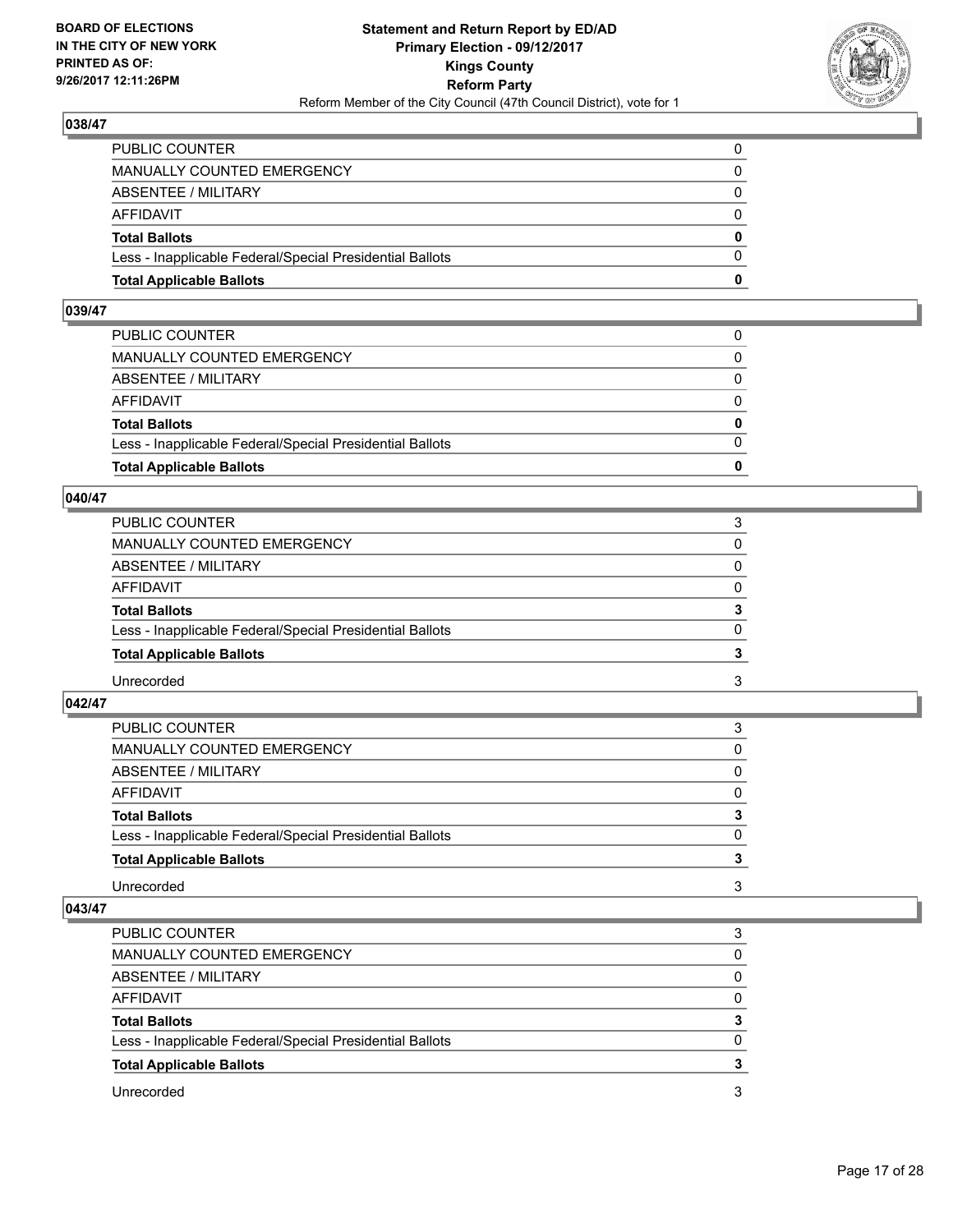**BOARD OF ELECTIONS IN THE CITY OF NEW YORK PRINTED AS OF: 9/26/2017 12:11:26PM**

**Statement and Return Report by ED/AD**
**Primary Election - 09/12/2017**
**Kings County**
**Reform Party**
Reform Member of the City Council (47th Council District), vote for 1

### 038/47

| | |
|---|---|
| PUBLIC COUNTER | 0 |
| MANUALLY COUNTED EMERGENCY | 0 |
| ABSENTEE / MILITARY | 0 |
| AFFIDAVIT | 0 |
| **Total Ballots** | **0** |
| Less - Inapplicable Federal/Special Presidential Ballots | 0 |
| **Total Applicable Ballots** | **0** |

### 039/47

| | |
|---|---|
| PUBLIC COUNTER | 0 |
| MANUALLY COUNTED EMERGENCY | 0 |
| ABSENTEE / MILITARY | 0 |
| AFFIDAVIT | 0 |
| **Total Ballots** | **0** |
| Less - Inapplicable Federal/Special Presidential Ballots | 0 |
| **Total Applicable Ballots** | **0** |

### 040/47

| | |
|---|---|
| PUBLIC COUNTER | 3 |
| MANUALLY COUNTED EMERGENCY | 0 |
| ABSENTEE / MILITARY | 0 |
| AFFIDAVIT | 0 |
| **Total Ballots** | **3** |
| Less - Inapplicable Federal/Special Presidential Ballots | 0 |
| **Total Applicable Ballots** | **3** |
| Unrecorded | 3 |

### 042/47

| | |
|---|---|
| PUBLIC COUNTER | 3 |
| MANUALLY COUNTED EMERGENCY | 0 |
| ABSENTEE / MILITARY | 0 |
| AFFIDAVIT | 0 |
| **Total Ballots** | **3** |
| Less - Inapplicable Federal/Special Presidential Ballots | 0 |
| **Total Applicable Ballots** | **3** |
| Unrecorded | 3 |

### 043/47

| | |
|---|---|
| PUBLIC COUNTER | 3 |
| MANUALLY COUNTED EMERGENCY | 0 |
| ABSENTEE / MILITARY | 0 |
| AFFIDAVIT | 0 |
| **Total Ballots** | **3** |
| Less - Inapplicable Federal/Special Presidential Ballots | 0 |
| **Total Applicable Ballots** | **3** |
| Unrecorded | 3 |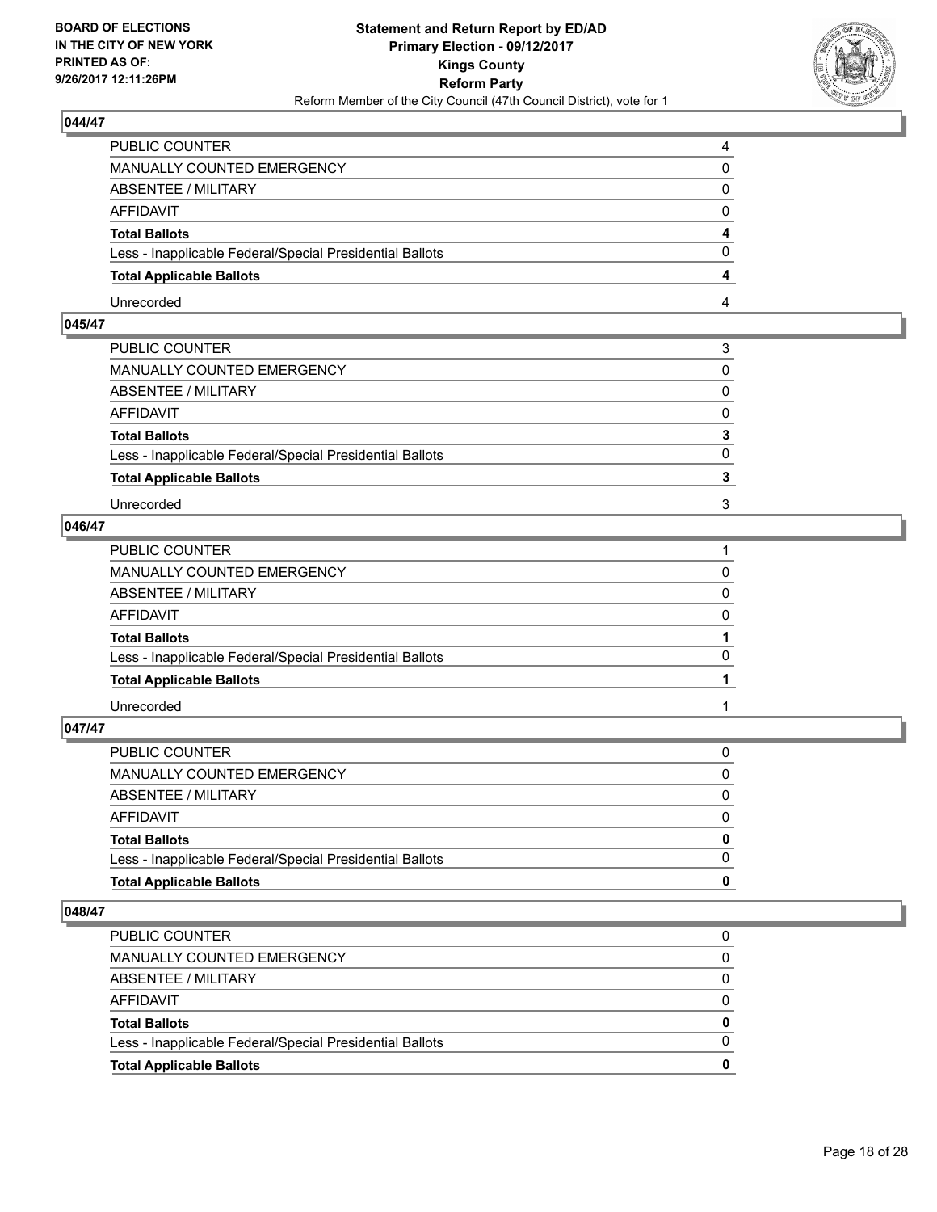## 044/47

| | |
|---|---|
| PUBLIC COUNTER | 4 |
| MANUALLY COUNTED EMERGENCY | 0 |
| ABSENTEE / MILITARY | 0 |
| AFFIDAVIT | 0 |
| **Total Ballots** | **4** |
| Less - Inapplicable Federal/Special Presidential Ballots | 0 |
| **Total Applicable Ballots** | **4** |
| Unrecorded | 4 |

## 045/47

| | |
|---|---|
| PUBLIC COUNTER | 3 |
| MANUALLY COUNTED EMERGENCY | 0 |
| ABSENTEE / MILITARY | 0 |
| AFFIDAVIT | 0 |
| **Total Ballots** | **3** |
| Less - Inapplicable Federal/Special Presidential Ballots | 0 |
| **Total Applicable Ballots** | **3** |
| Unrecorded | 3 |

## 046/47

| | |
|---|---|
| PUBLIC COUNTER | 1 |
| MANUALLY COUNTED EMERGENCY | 0 |
| ABSENTEE / MILITARY | 0 |
| AFFIDAVIT | 0 |
| **Total Ballots** | **1** |
| Less - Inapplicable Federal/Special Presidential Ballots | 0 |
| **Total Applicable Ballots** | **1** |
| Unrecorded | 1 |

## 047/47

| | |
|---|---|
| PUBLIC COUNTER | 0 |
| MANUALLY COUNTED EMERGENCY | 0 |
| ABSENTEE / MILITARY | 0 |
| AFFIDAVIT | 0 |
| **Total Ballots** | **0** |
| Less - Inapplicable Federal/Special Presidential Ballots | 0 |
| **Total Applicable Ballots** | **0** |

## 048/47

| | |
|---|---|
| PUBLIC COUNTER | 0 |
| MANUALLY COUNTED EMERGENCY | 0 |
| ABSENTEE / MILITARY | 0 |
| AFFIDAVIT | 0 |
| **Total Ballots** | **0** |
| Less - Inapplicable Federal/Special Presidential Ballots | 0 |
| **Total Applicable Ballots** | **0** |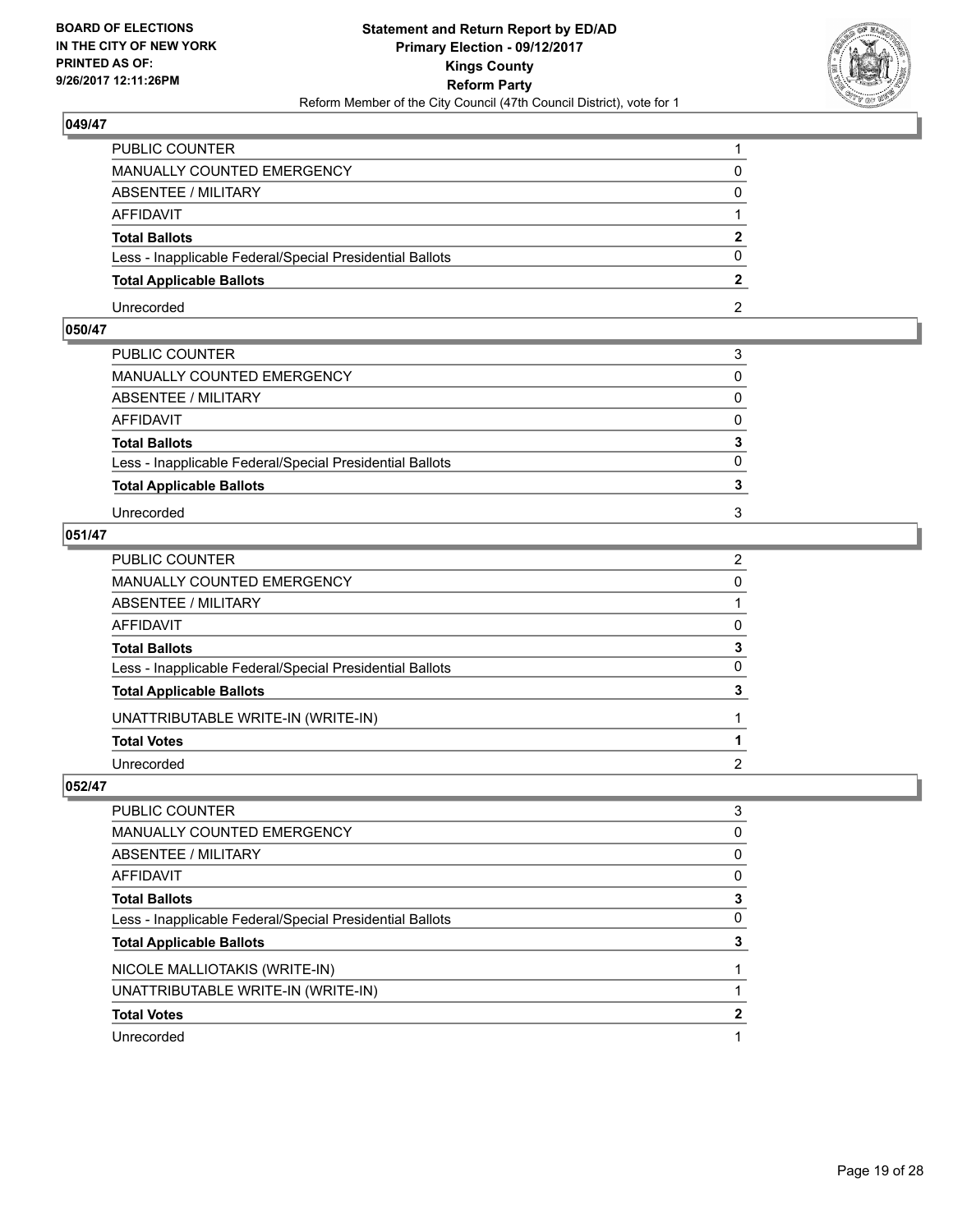BOARD OF ELECTIONS
IN THE CITY OF NEW YORK
PRINTED AS OF:
9/26/2017 12:11:26PM

**Statement and Return Report by ED/AD**
**Primary Election - 09/12/2017**
**Kings County**
**Reform Party**
Reform Member of the City Council (47th Council District), vote for 1

### 049/47

| | |
|---|---|
| PUBLIC COUNTER | 1 |
| MANUALLY COUNTED EMERGENCY | 0 |
| ABSENTEE / MILITARY | 0 |
| AFFIDAVIT | 1 |
| **Total Ballots** | **2** |
| Less - Inapplicable Federal/Special Presidential Ballots | 0 |
| **Total Applicable Ballots** | **2** |
| Unrecorded | 2 |

### 050/47

| | |
|---|---|
| PUBLIC COUNTER | 3 |
| MANUALLY COUNTED EMERGENCY | 0 |
| ABSENTEE / MILITARY | 0 |
| AFFIDAVIT | 0 |
| **Total Ballots** | **3** |
| Less - Inapplicable Federal/Special Presidential Ballots | 0 |
| **Total Applicable Ballots** | **3** |
| Unrecorded | 3 |

### 051/47

| | |
|---|---|
| PUBLIC COUNTER | 2 |
| MANUALLY COUNTED EMERGENCY | 0 |
| ABSENTEE / MILITARY | 1 |
| AFFIDAVIT | 0 |
| **Total Ballots** | **3** |
| Less - Inapplicable Federal/Special Presidential Ballots | 0 |
| **Total Applicable Ballots** | **3** |
| UNATTRIBUTABLE WRITE-IN (WRITE-IN) | 1 |
| **Total Votes** | **1** |
| Unrecorded | 2 |

### 052/47

| | |
|---|---|
| PUBLIC COUNTER | 3 |
| MANUALLY COUNTED EMERGENCY | 0 |
| ABSENTEE / MILITARY | 0 |
| AFFIDAVIT | 0 |
| **Total Ballots** | **3** |
| Less - Inapplicable Federal/Special Presidential Ballots | 0 |
| **Total Applicable Ballots** | **3** |
| NICOLE MALLIOTAKIS (WRITE-IN) | 1 |
| UNATTRIBUTABLE WRITE-IN (WRITE-IN) | 1 |
| **Total Votes** | **2** |
| Unrecorded | 1 |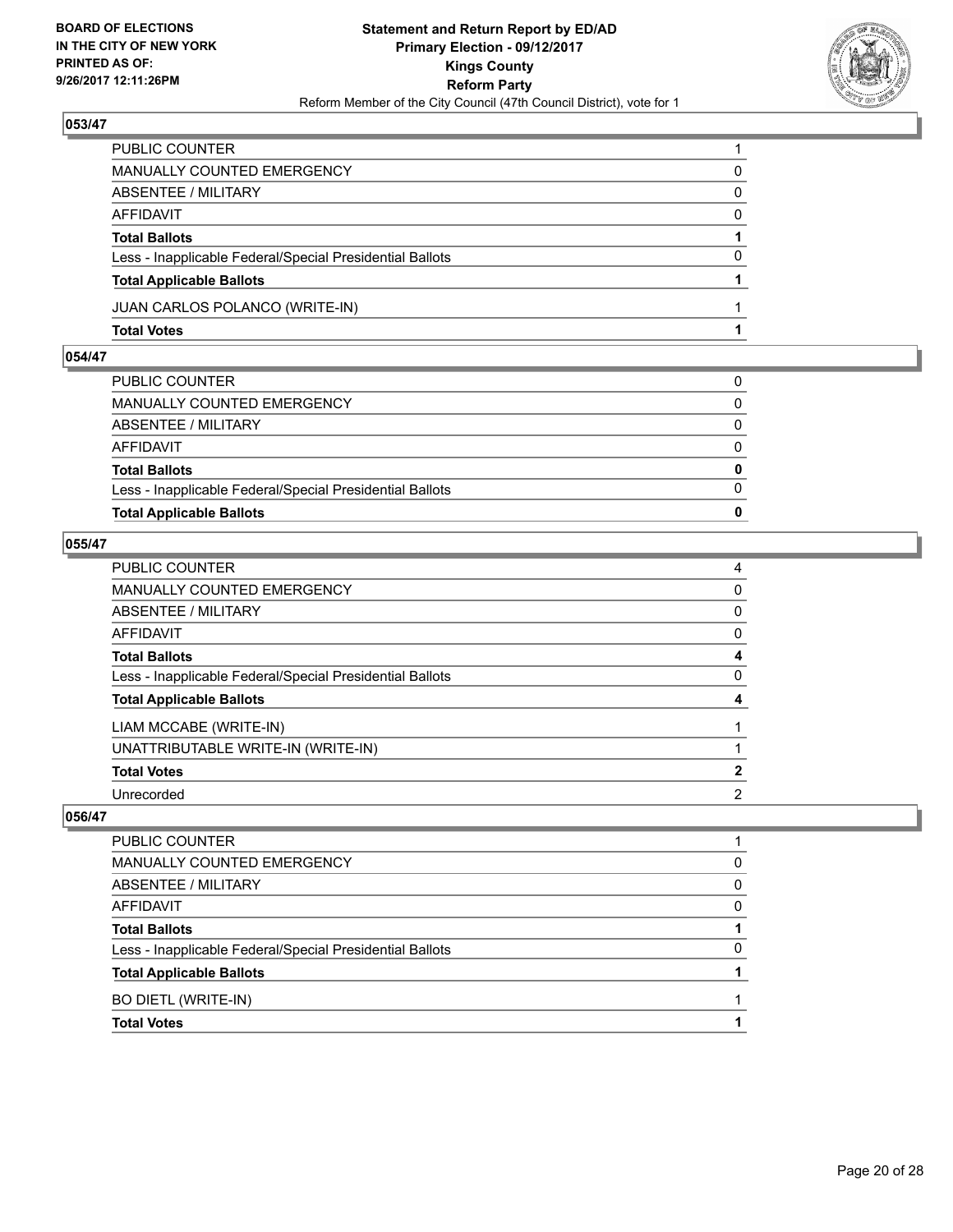BOARD OF ELECTIONS
IN THE CITY OF NEW YORK
PRINTED AS OF:
9/26/2017 12:11:26PM

**Statement and Return Report by ED/AD**
**Primary Election - 09/12/2017**
**Kings County**
**Reform Party**
Reform Member of the City Council (47th Council District), vote for 1

### 053/47

| | |
|---|---|
| PUBLIC COUNTER | 1 |
| MANUALLY COUNTED EMERGENCY | 0 |
| ABSENTEE / MILITARY | 0 |
| AFFIDAVIT | 0 |
| **Total Ballots** | **1** |
| Less - Inapplicable Federal/Special Presidential Ballots | 0 |
| **Total Applicable Ballots** | **1** |
| JUAN CARLOS POLANCO (WRITE-IN) | 1 |
| **Total Votes** | **1** |

### 054/47

| | |
|---|---|
| PUBLIC COUNTER | 0 |
| MANUALLY COUNTED EMERGENCY | 0 |
| ABSENTEE / MILITARY | 0 |
| AFFIDAVIT | 0 |
| **Total Ballots** | **0** |
| Less - Inapplicable Federal/Special Presidential Ballots | 0 |
| **Total Applicable Ballots** | **0** |

### 055/47

| | |
|---|---|
| PUBLIC COUNTER | 4 |
| MANUALLY COUNTED EMERGENCY | 0 |
| ABSENTEE / MILITARY | 0 |
| AFFIDAVIT | 0 |
| **Total Ballots** | **4** |
| Less - Inapplicable Federal/Special Presidential Ballots | 0 |
| **Total Applicable Ballots** | **4** |
| LIAM MCCABE (WRITE-IN) | 1 |
| UNATTRIBUTABLE WRITE-IN (WRITE-IN) | 1 |
| **Total Votes** | **2** |
| Unrecorded | 2 |

### 056/47

| | |
|---|---|
| PUBLIC COUNTER | 1 |
| MANUALLY COUNTED EMERGENCY | 0 |
| ABSENTEE / MILITARY | 0 |
| AFFIDAVIT | 0 |
| **Total Ballots** | **1** |
| Less - Inapplicable Federal/Special Presidential Ballots | 0 |
| **Total Applicable Ballots** | **1** |
| BO DIETL (WRITE-IN) | 1 |
| **Total Votes** | **1** |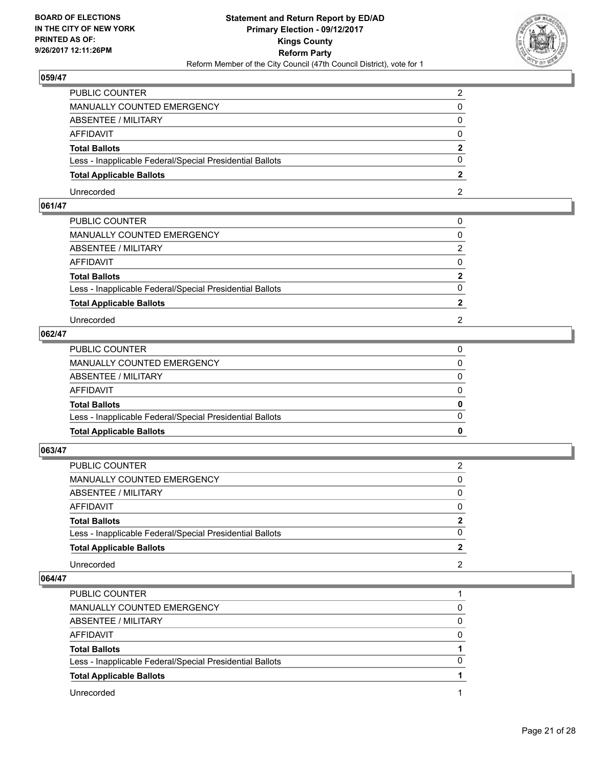### 059/47

| | |
|---|---|
| PUBLIC COUNTER | 2 |
| MANUALLY COUNTED EMERGENCY | 0 |
| ABSENTEE / MILITARY | 0 |
| AFFIDAVIT | 0 |
| **Total Ballots** | **2** |
| Less - Inapplicable Federal/Special Presidential Ballots | 0 |
| **Total Applicable Ballots** | **2** |
| Unrecorded | 2 |

### 061/47

| | |
|---|---|
| PUBLIC COUNTER | 0 |
| MANUALLY COUNTED EMERGENCY | 0 |
| ABSENTEE / MILITARY | 2 |
| AFFIDAVIT | 0 |
| **Total Ballots** | **2** |
| Less - Inapplicable Federal/Special Presidential Ballots | 0 |
| **Total Applicable Ballots** | **2** |
| Unrecorded | 2 |

### 062/47

| | |
|---|---|
| PUBLIC COUNTER | 0 |
| MANUALLY COUNTED EMERGENCY | 0 |
| ABSENTEE / MILITARY | 0 |
| AFFIDAVIT | 0 |
| **Total Ballots** | **0** |
| Less - Inapplicable Federal/Special Presidential Ballots | 0 |
| **Total Applicable Ballots** | **0** |

### 063/47

| | |
|---|---|
| PUBLIC COUNTER | 2 |
| MANUALLY COUNTED EMERGENCY | 0 |
| ABSENTEE / MILITARY | 0 |
| AFFIDAVIT | 0 |
| **Total Ballots** | **2** |
| Less - Inapplicable Federal/Special Presidential Ballots | 0 |
| **Total Applicable Ballots** | **2** |
| Unrecorded | 2 |

### 064/47

| | |
|---|---|
| PUBLIC COUNTER | 1 |
| MANUALLY COUNTED EMERGENCY | 0 |
| ABSENTEE / MILITARY | 0 |
| AFFIDAVIT | 0 |
| **Total Ballots** | **1** |
| Less - Inapplicable Federal/Special Presidential Ballots | 0 |
| **Total Applicable Ballots** | **1** |
| Unrecorded | 1 |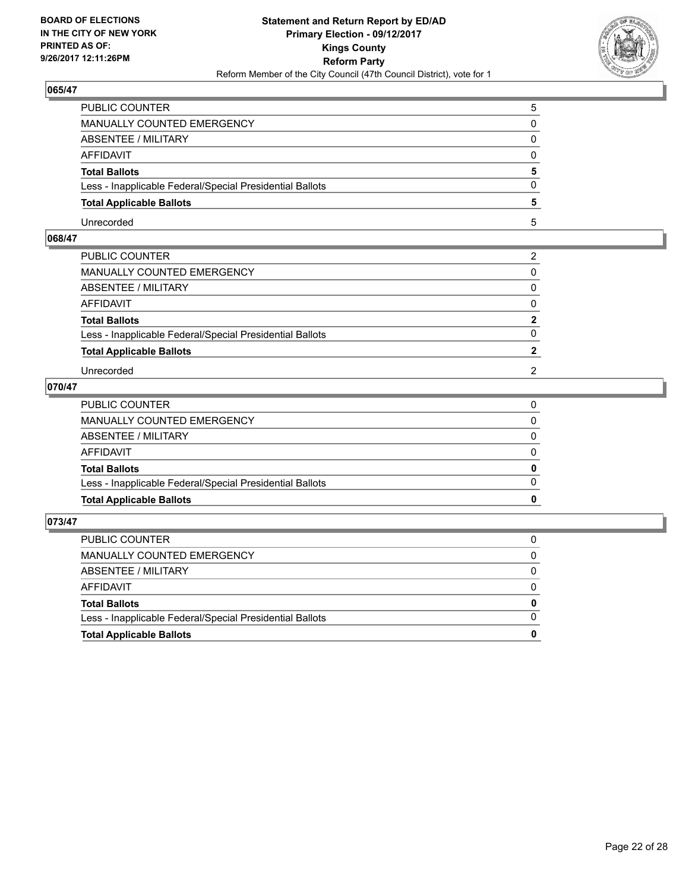**BOARD OF ELECTIONS IN THE CITY OF NEW YORK PRINTED AS OF: 9/26/2017 12:11:26PM**

**Statement and Return Report by ED/AD Primary Election - 09/12/2017 Kings County Reform Party**

Reform Member of the City Council (47th Council District), vote for 1

### 065/47

| | |
|---|---|
| PUBLIC COUNTER | 5 |
| MANUALLY COUNTED EMERGENCY | 0 |
| ABSENTEE / MILITARY | 0 |
| AFFIDAVIT | 0 |
| **Total Ballots** | **5** |
| Less - Inapplicable Federal/Special Presidential Ballots | 0 |
| **Total Applicable Ballots** | **5** |
| Unrecorded | 5 |

### 068/47

| | |
|---|---|
| PUBLIC COUNTER | 2 |
| MANUALLY COUNTED EMERGENCY | 0 |
| ABSENTEE / MILITARY | 0 |
| AFFIDAVIT | 0 |
| **Total Ballots** | **2** |
| Less - Inapplicable Federal/Special Presidential Ballots | 0 |
| **Total Applicable Ballots** | **2** |
| Unrecorded | 2 |

### 070/47

| | |
|---|---|
| PUBLIC COUNTER | 0 |
| MANUALLY COUNTED EMERGENCY | 0 |
| ABSENTEE / MILITARY | 0 |
| AFFIDAVIT | 0 |
| **Total Ballots** | **0** |
| Less - Inapplicable Federal/Special Presidential Ballots | 0 |
| **Total Applicable Ballots** | **0** |

### 073/47

| | |
|---|---|
| PUBLIC COUNTER | 0 |
| MANUALLY COUNTED EMERGENCY | 0 |
| ABSENTEE / MILITARY | 0 |
| AFFIDAVIT | 0 |
| **Total Ballots** | **0** |
| Less - Inapplicable Federal/Special Presidential Ballots | 0 |
| **Total Applicable Ballots** | **0** |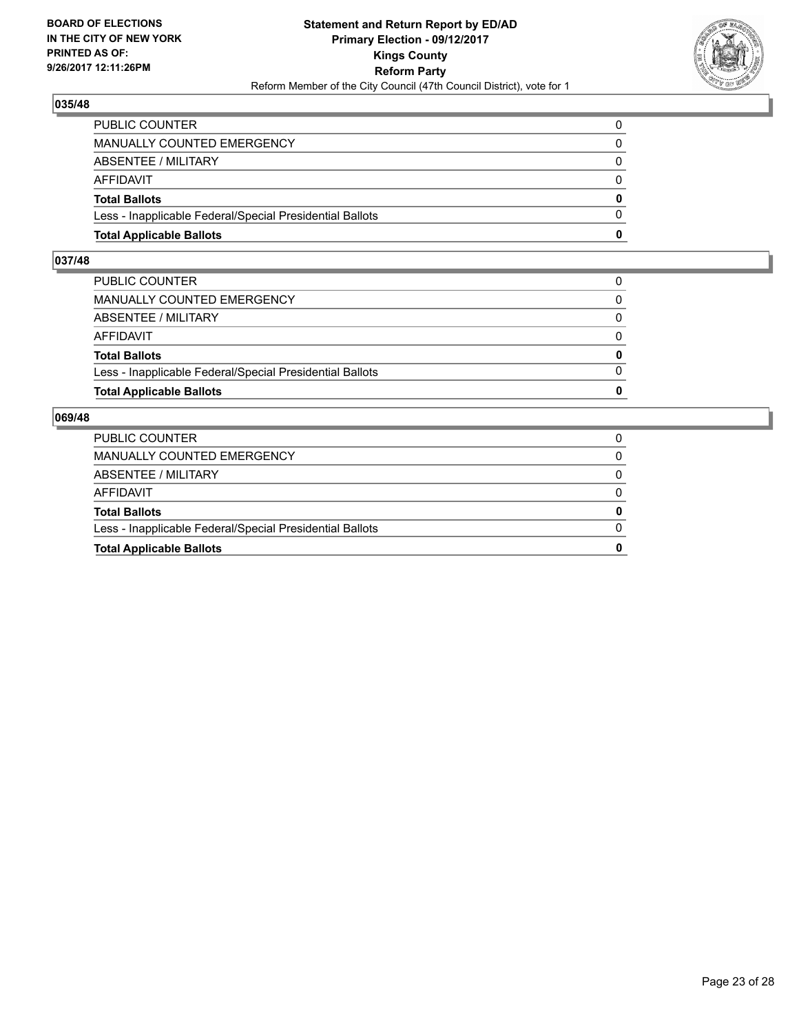**BOARD OF ELECTIONS IN THE CITY OF NEW YORK PRINTED AS OF: 9/26/2017 12:11:26PM**

**Statement and Return Report by ED/AD Primary Election - 09/12/2017 Kings County Reform Party**

Reform Member of the City Council (47th Council District), vote for 1

### 035/48

| | |
|---|---|
| PUBLIC COUNTER | 0 |
| MANUALLY COUNTED EMERGENCY | 0 |
| ABSENTEE / MILITARY | 0 |
| AFFIDAVIT | 0 |
| **Total Ballots** | **0** |
| Less - Inapplicable Federal/Special Presidential Ballots | 0 |
| **Total Applicable Ballots** | **0** |

### 037/48

| | |
|---|---|
| PUBLIC COUNTER | 0 |
| MANUALLY COUNTED EMERGENCY | 0 |
| ABSENTEE / MILITARY | 0 |
| AFFIDAVIT | 0 |
| **Total Ballots** | **0** |
| Less - Inapplicable Federal/Special Presidential Ballots | 0 |
| **Total Applicable Ballots** | **0** |

### 069/48

| | |
|---|---|
| PUBLIC COUNTER | 0 |
| MANUALLY COUNTED EMERGENCY | 0 |
| ABSENTEE / MILITARY | 0 |
| AFFIDAVIT | 0 |
| **Total Ballots** | **0** |
| Less - Inapplicable Federal/Special Presidential Ballots | 0 |
| **Total Applicable Ballots** | **0** |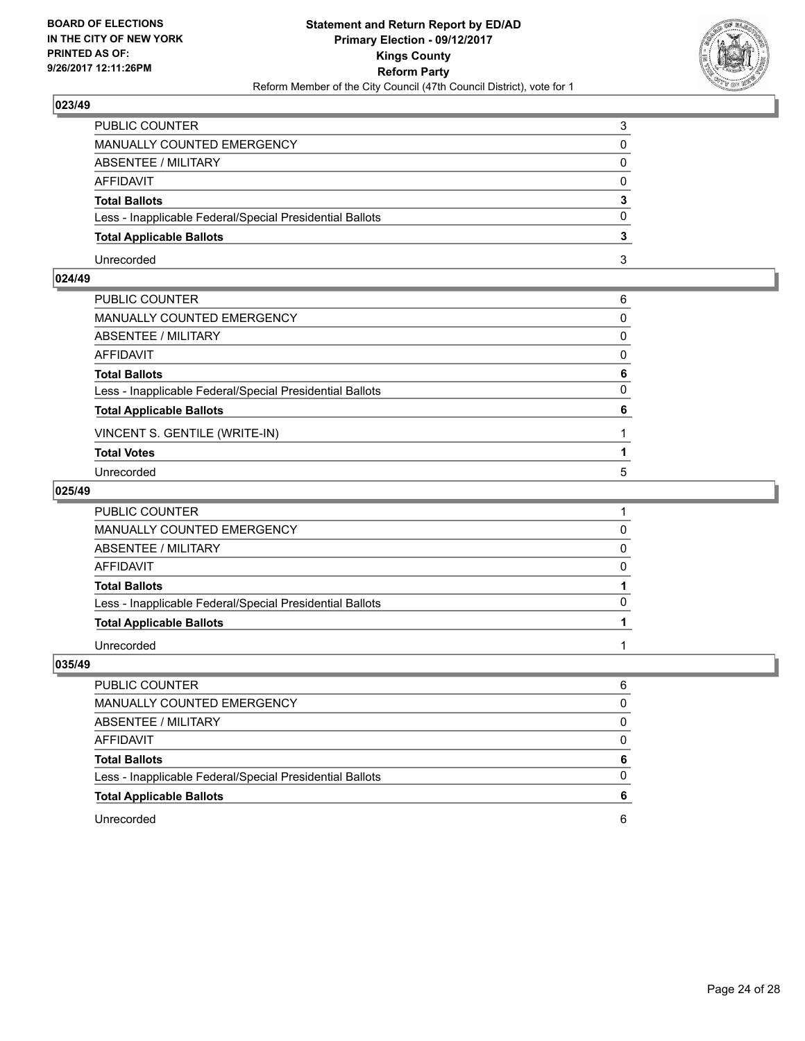**BOARD OF ELECTIONS IN THE CITY OF NEW YORK PRINTED AS OF: 9/26/2017 12:11:26PM**

**Statement and Return Report by ED/AD Primary Election - 09/12/2017 Kings County Reform Party**
Reform Member of the City Council (47th Council District), vote for 1

### 023/49

| | |
|---|---|
| PUBLIC COUNTER | 3 |
| MANUALLY COUNTED EMERGENCY | 0 |
| ABSENTEE / MILITARY | 0 |
| AFFIDAVIT | 0 |
| **Total Ballots** | **3** |
| Less - Inapplicable Federal/Special Presidential Ballots | 0 |
| **Total Applicable Ballots** | **3** |
| Unrecorded | 3 |

### 024/49

| | |
|---|---|
| PUBLIC COUNTER | 6 |
| MANUALLY COUNTED EMERGENCY | 0 |
| ABSENTEE / MILITARY | 0 |
| AFFIDAVIT | 0 |
| **Total Ballots** | **6** |
| Less - Inapplicable Federal/Special Presidential Ballots | 0 |
| **Total Applicable Ballots** | **6** |
| VINCENT S. GENTILE (WRITE-IN) | 1 |
| **Total Votes** | **1** |
| Unrecorded | 5 |

### 025/49

| | |
|---|---|
| PUBLIC COUNTER | 1 |
| MANUALLY COUNTED EMERGENCY | 0 |
| ABSENTEE / MILITARY | 0 |
| AFFIDAVIT | 0 |
| **Total Ballots** | **1** |
| Less - Inapplicable Federal/Special Presidential Ballots | 0 |
| **Total Applicable Ballots** | **1** |
| Unrecorded | 1 |

### 035/49

| | |
|---|---|
| PUBLIC COUNTER | 6 |
| MANUALLY COUNTED EMERGENCY | 0 |
| ABSENTEE / MILITARY | 0 |
| AFFIDAVIT | 0 |
| **Total Ballots** | **6** |
| Less - Inapplicable Federal/Special Presidential Ballots | 0 |
| **Total Applicable Ballots** | **6** |
| Unrecorded | 6 |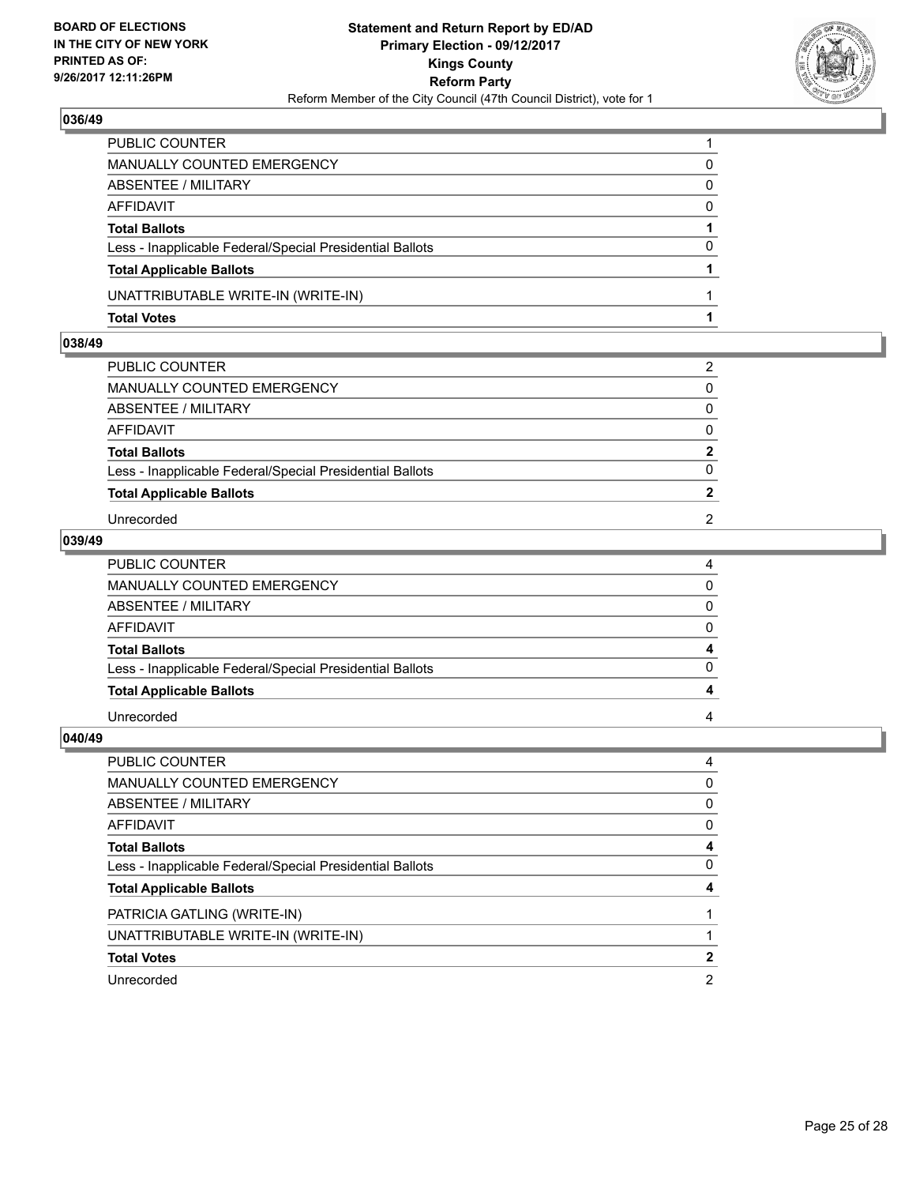### 036/49

| | |
|---|---|
| PUBLIC COUNTER | 1 |
| MANUALLY COUNTED EMERGENCY | 0 |
| ABSENTEE / MILITARY | 0 |
| AFFIDAVIT | 0 |
| **Total Ballots** | **1** |
| Less - Inapplicable Federal/Special Presidential Ballots | 0 |
| **Total Applicable Ballots** | **1** |
| UNATTRIBUTABLE WRITE-IN (WRITE-IN) | 1 |
| **Total Votes** | **1** |

### 038/49

| | |
|---|---|
| PUBLIC COUNTER | 2 |
| MANUALLY COUNTED EMERGENCY | 0 |
| ABSENTEE / MILITARY | 0 |
| AFFIDAVIT | 0 |
| **Total Ballots** | **2** |
| Less - Inapplicable Federal/Special Presidential Ballots | 0 |
| **Total Applicable Ballots** | **2** |
| Unrecorded | 2 |

### 039/49

| | |
|---|---|
| PUBLIC COUNTER | 4 |
| MANUALLY COUNTED EMERGENCY | 0 |
| ABSENTEE / MILITARY | 0 |
| AFFIDAVIT | 0 |
| **Total Ballots** | **4** |
| Less - Inapplicable Federal/Special Presidential Ballots | 0 |
| **Total Applicable Ballots** | **4** |
| Unrecorded | 4 |

### 040/49

| | |
|---|---|
| PUBLIC COUNTER | 4 |
| MANUALLY COUNTED EMERGENCY | 0 |
| ABSENTEE / MILITARY | 0 |
| AFFIDAVIT | 0 |
| **Total Ballots** | **4** |
| Less - Inapplicable Federal/Special Presidential Ballots | 0 |
| **Total Applicable Ballots** | **4** |
| PATRICIA GATLING (WRITE-IN) | 1 |
| UNATTRIBUTABLE WRITE-IN (WRITE-IN) | 1 |
| **Total Votes** | **2** |
| Unrecorded | 2 |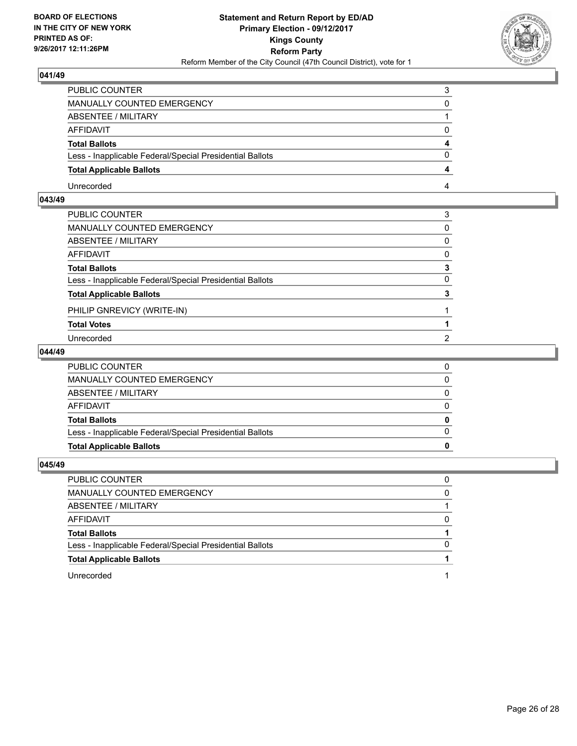BOARD OF ELECTIONS
IN THE CITY OF NEW YORK
PRINTED AS OF:
9/26/2017 12:11:26PM

**Statement and Return Report by ED/AD**
**Primary Election - 09/12/2017**
**Kings County**
**Reform Party**
Reform Member of the City Council (47th Council District), vote for 1

## 041/49

| | |
|---|---|
| PUBLIC COUNTER | 3 |
| MANUALLY COUNTED EMERGENCY | 0 |
| ABSENTEE / MILITARY | 1 |
| AFFIDAVIT | 0 |
| **Total Ballots** | **4** |
| Less - Inapplicable Federal/Special Presidential Ballots | 0 |
| **Total Applicable Ballots** | **4** |
| Unrecorded | 4 |

## 043/49

| | |
|---|---|
| PUBLIC COUNTER | 3 |
| MANUALLY COUNTED EMERGENCY | 0 |
| ABSENTEE / MILITARY | 0 |
| AFFIDAVIT | 0 |
| **Total Ballots** | **3** |
| Less - Inapplicable Federal/Special Presidential Ballots | 0 |
| **Total Applicable Ballots** | **3** |
| PHILIP GNREVICY (WRITE-IN) | 1 |
| **Total Votes** | **1** |
| Unrecorded | 2 |

## 044/49

| | |
|---|---|
| PUBLIC COUNTER | 0 |
| MANUALLY COUNTED EMERGENCY | 0 |
| ABSENTEE / MILITARY | 0 |
| AFFIDAVIT | 0 |
| **Total Ballots** | **0** |
| Less - Inapplicable Federal/Special Presidential Ballots | 0 |
| **Total Applicable Ballots** | **0** |

## 045/49

| | |
|---|---|
| PUBLIC COUNTER | 0 |
| MANUALLY COUNTED EMERGENCY | 0 |
| ABSENTEE / MILITARY | 1 |
| AFFIDAVIT | 0 |
| **Total Ballots** | **1** |
| Less - Inapplicable Federal/Special Presidential Ballots | 0 |
| **Total Applicable Ballots** | **1** |
| Unrecorded | 1 |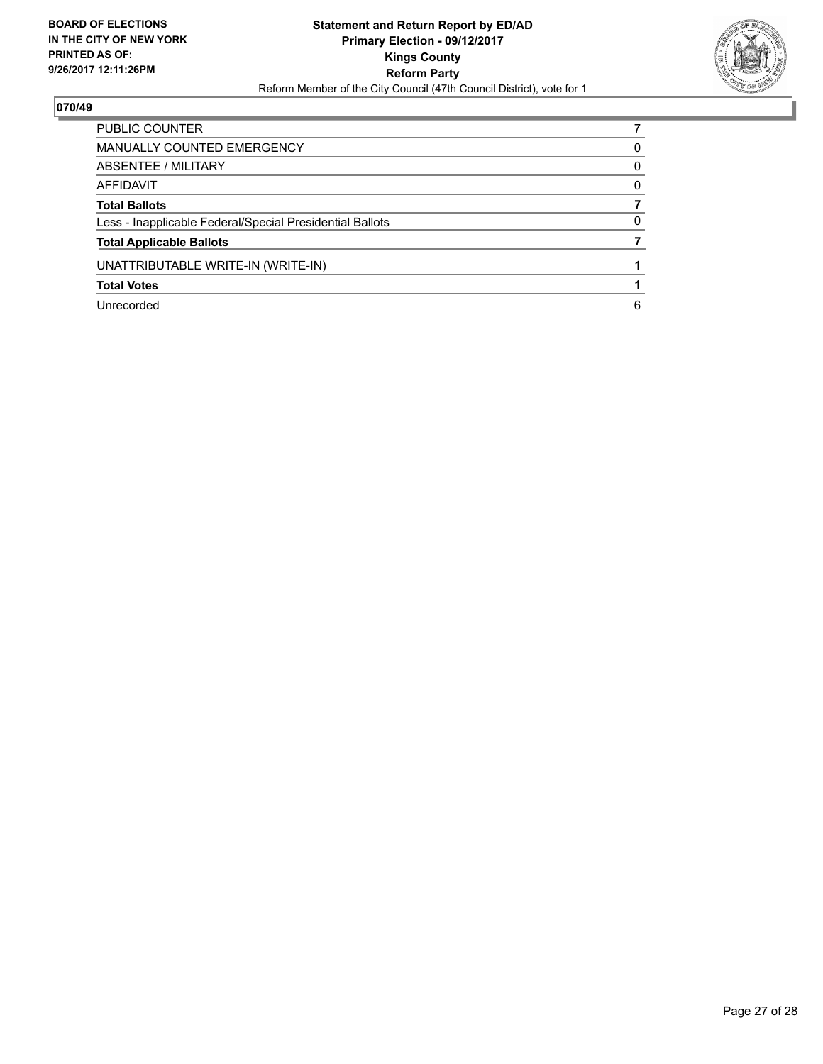**BOARD OF ELECTIONS IN THE CITY OF NEW YORK PRINTED AS OF: 9/26/2017 12:11:26PM**

**Statement and Return Report by ED/AD**
**Primary Election - 09/12/2017**
**Kings County**
**Reform Party**
Reform Member of the City Council (47th Council District), vote for 1

## 070/49

| | |
|---|---|
| PUBLIC COUNTER | 7 |
| MANUALLY COUNTED EMERGENCY | 0 |
| ABSENTEE / MILITARY | 0 |
| AFFIDAVIT | 0 |
| **Total Ballots** | **7** |
| Less - Inapplicable Federal/Special Presidential Ballots | 0 |
| **Total Applicable Ballots** | **7** |
| UNATTRIBUTABLE WRITE-IN (WRITE-IN) | 1 |
| **Total Votes** | **1** |
| Unrecorded | 6 |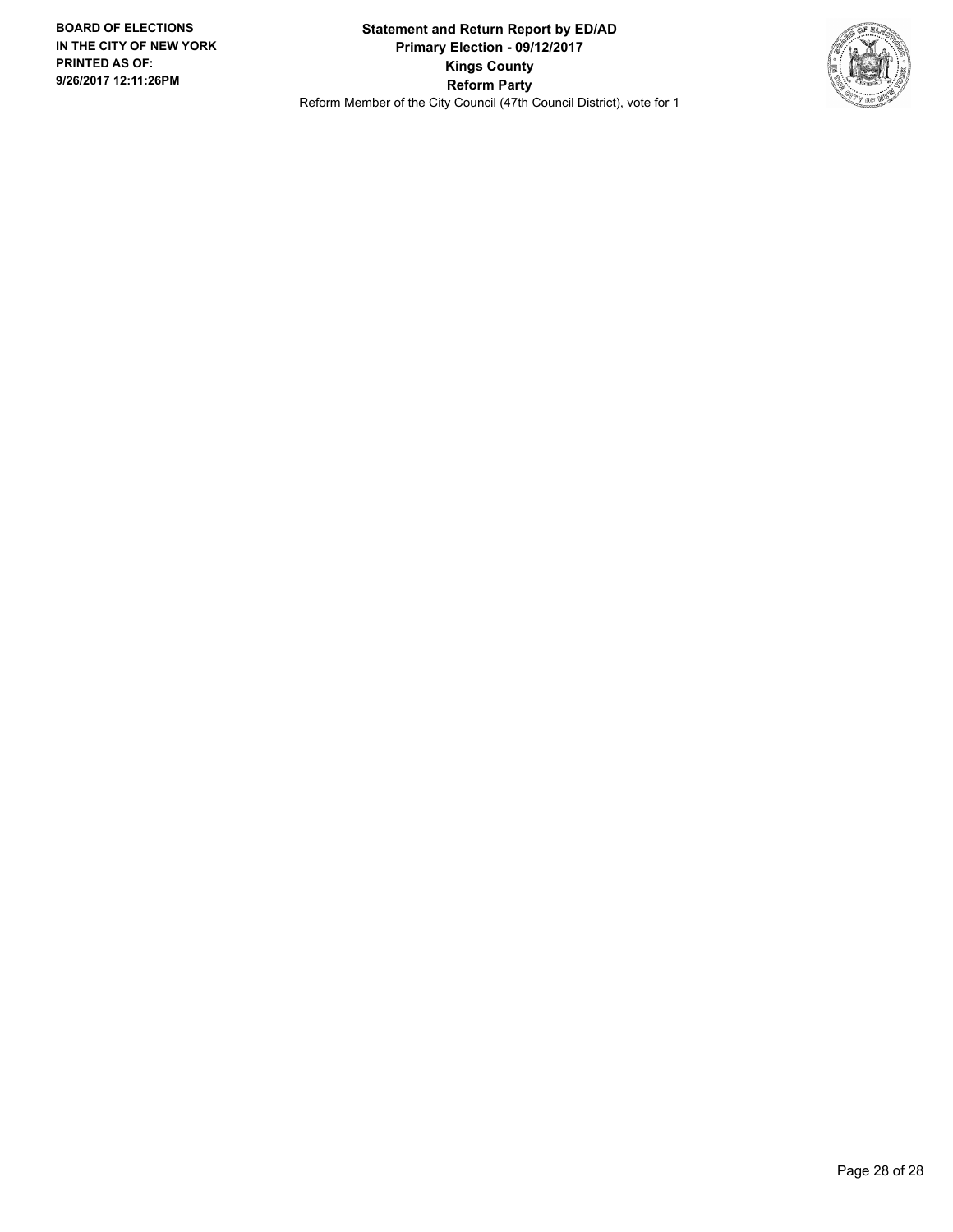BOARD OF ELECTIONS
IN THE CITY OF NEW YORK
PRINTED AS OF:
9/26/2017 12:11:26PM

**Statement and Return Report by ED/AD**
**Primary Election - 09/12/2017**
**Kings County**
**Reform Party**
Reform Member of the City Council (47th Council District), vote for 1